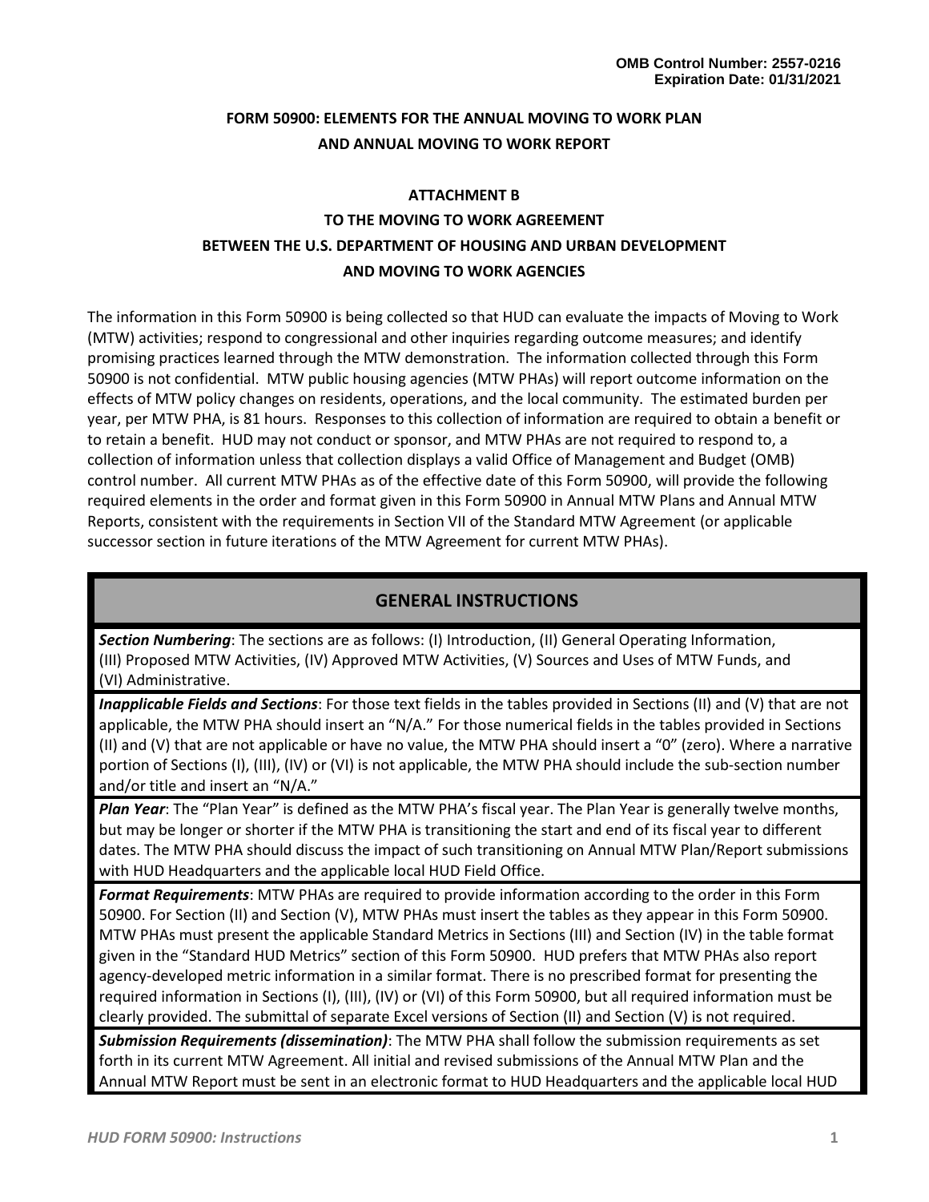OMB Control Number: 2557-0216
Expiration Date: 01/31/2021

# FORM 50900: ELEMENTS FOR THE ANNUAL MOVING TO WORK PLAN AND ANNUAL MOVING TO WORK REPORT

## ATTACHMENT B TO THE MOVING TO WORK AGREEMENT BETWEEN THE U.S. DEPARTMENT OF HOUSING AND URBAN DEVELOPMENT AND MOVING TO WORK AGENCIES

The information in this Form 50900 is being collected so that HUD can evaluate the impacts of Moving to Work (MTW) activities; respond to congressional and other inquiries regarding outcome measures; and identify promising practices learned through the MTW demonstration. The information collected through this Form 50900 is not confidential. MTW public housing agencies (MTW PHAs) will report outcome information on the effects of MTW policy changes on residents, operations, and the local community. The estimated burden per year, per MTW PHA, is 81 hours. Responses to this collection of information are required to obtain a benefit or to retain a benefit. HUD may not conduct or sponsor, and MTW PHAs are not required to respond to, a collection of information unless that collection displays a valid Office of Management and Budget (OMB) control number. All current MTW PHAs as of the effective date of this Form 50900, will provide the following required elements in the order and format given in this Form 50900 in Annual MTW Plans and Annual MTW Reports, consistent with the requirements in Section VII of the Standard MTW Agreement (or applicable successor section in future iterations of the MTW Agreement for current MTW PHAs).

## GENERAL INSTRUCTIONS

***Section Numbering***: The sections are as follows: (I) Introduction, (II) General Operating Information, (III) Proposed MTW Activities, (IV) Approved MTW Activities, (V) Sources and Uses of MTW Funds, and (VI) Administrative.

***Inapplicable Fields and Sections***: For those text fields in the tables provided in Sections (II) and (V) that are not applicable, the MTW PHA should insert an "N/A." For those numerical fields in the tables provided in Sections (II) and (V) that are not applicable or have no value, the MTW PHA should insert a "0" (zero). Where a narrative portion of Sections (I), (III), (IV) or (VI) is not applicable, the MTW PHA should include the sub-section number and/or title and insert an "N/A."

***Plan Year***: The "Plan Year" is defined as the MTW PHA's fiscal year. The Plan Year is generally twelve months, but may be longer or shorter if the MTW PHA is transitioning the start and end of its fiscal year to different dates. The MTW PHA should discuss the impact of such transitioning on Annual MTW Plan/Report submissions with HUD Headquarters and the applicable local HUD Field Office.

***Format Requirements***: MTW PHAs are required to provide information according to the order in this Form 50900. For Section (II) and Section (V), MTW PHAs must insert the tables as they appear in this Form 50900. MTW PHAs must present the applicable Standard Metrics in Sections (III) and Section (IV) in the table format given in the "Standard HUD Metrics" section of this Form 50900. HUD prefers that MTW PHAs also report agency-developed metric information in a similar format. There is no prescribed format for presenting the required information in Sections (I), (III), (IV) or (VI) of this Form 50900, but all required information must be clearly provided. The submittal of separate Excel versions of Section (II) and Section (V) is not required.

***Submission Requirements (dissemination)***: The MTW PHA shall follow the submission requirements as set forth in its current MTW Agreement. All initial and revised submissions of the Annual MTW Plan and the Annual MTW Report must be sent in an electronic format to HUD Headquarters and the applicable local HUD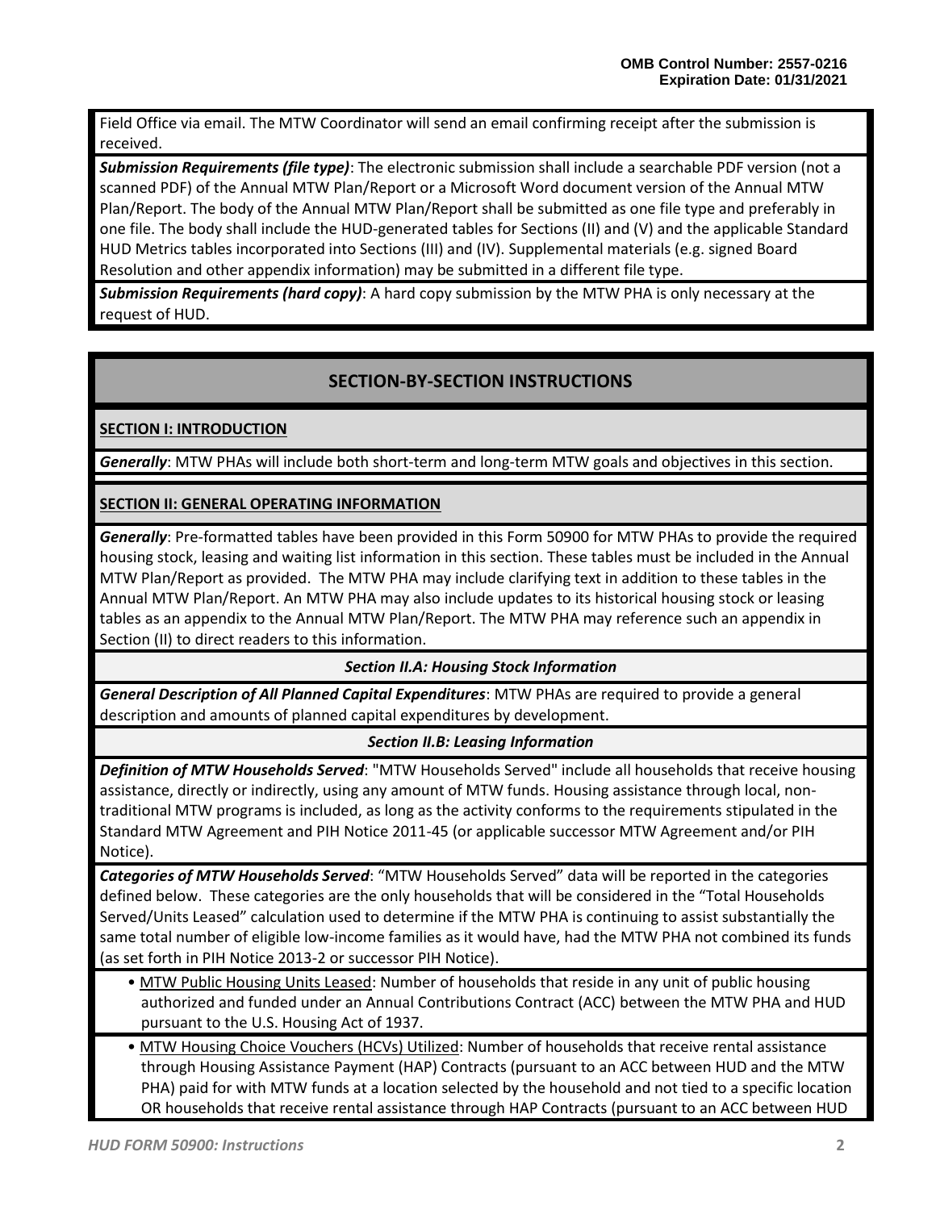Field Office via email. The MTW Coordinator will send an email confirming receipt after the submission is received.

***Submission Requirements (file type)***: The electronic submission shall include a searchable PDF version (not a scanned PDF) of the Annual MTW Plan/Report or a Microsoft Word document version of the Annual MTW Plan/Report. The body of the Annual MTW Plan/Report shall be submitted as one file type and preferably in one file. The body shall include the HUD-generated tables for Sections (II) and (V) and the applicable Standard HUD Metrics tables incorporated into Sections (III) and (IV). Supplemental materials (e.g. signed Board Resolution and other appendix information) may be submitted in a different file type.

***Submission Requirements (hard copy)***: A hard copy submission by the MTW PHA is only necessary at the request of HUD.

## SECTION-BY-SECTION INSTRUCTIONS

### SECTION I: INTRODUCTION

***Generally***: MTW PHAs will include both short-term and long-term MTW goals and objectives in this section.

### SECTION II: GENERAL OPERATING INFORMATION

***Generally***: Pre-formatted tables have been provided in this Form 50900 for MTW PHAs to provide the required housing stock, leasing and waiting list information in this section. These tables must be included in the Annual MTW Plan/Report as provided. The MTW PHA may include clarifying text in addition to these tables in the Annual MTW Plan/Report. An MTW PHA may also include updates to its historical housing stock or leasing tables as an appendix to the Annual MTW Plan/Report. The MTW PHA may reference such an appendix in Section (II) to direct readers to this information.

#### *Section II.A: Housing Stock Information*

***General Description of All Planned Capital Expenditures***: MTW PHAs are required to provide a general description and amounts of planned capital expenditures by development.

#### *Section II.B: Leasing Information*

***Definition of MTW Households Served***: "MTW Households Served" include all households that receive housing assistance, directly or indirectly, using any amount of MTW funds. Housing assistance through local, non-traditional MTW programs is included, as long as the activity conforms to the requirements stipulated in the Standard MTW Agreement and PIH Notice 2011-45 (or applicable successor MTW Agreement and/or PIH Notice).

***Categories of MTW Households Served***: "MTW Households Served" data will be reported in the categories defined below. These categories are the only households that will be considered in the "Total Households Served/Units Leased" calculation used to determine if the MTW PHA is continuing to assist substantially the same total number of eligible low-income families as it would have, had the MTW PHA not combined its funds (as set forth in PIH Notice 2013-2 or successor PIH Notice).

- <u>MTW Public Housing Units Leased</u>: Number of households that reside in any unit of public housing authorized and funded under an Annual Contributions Contract (ACC) between the MTW PHA and HUD pursuant to the U.S. Housing Act of 1937.
- <u>MTW Housing Choice Vouchers (HCVs) Utilized</u>: Number of households that receive rental assistance through Housing Assistance Payment (HAP) Contracts (pursuant to an ACC between HUD and the MTW PHA) paid for with MTW funds at a location selected by the household and not tied to a specific location OR households that receive rental assistance through HAP Contracts (pursuant to an ACC between HUD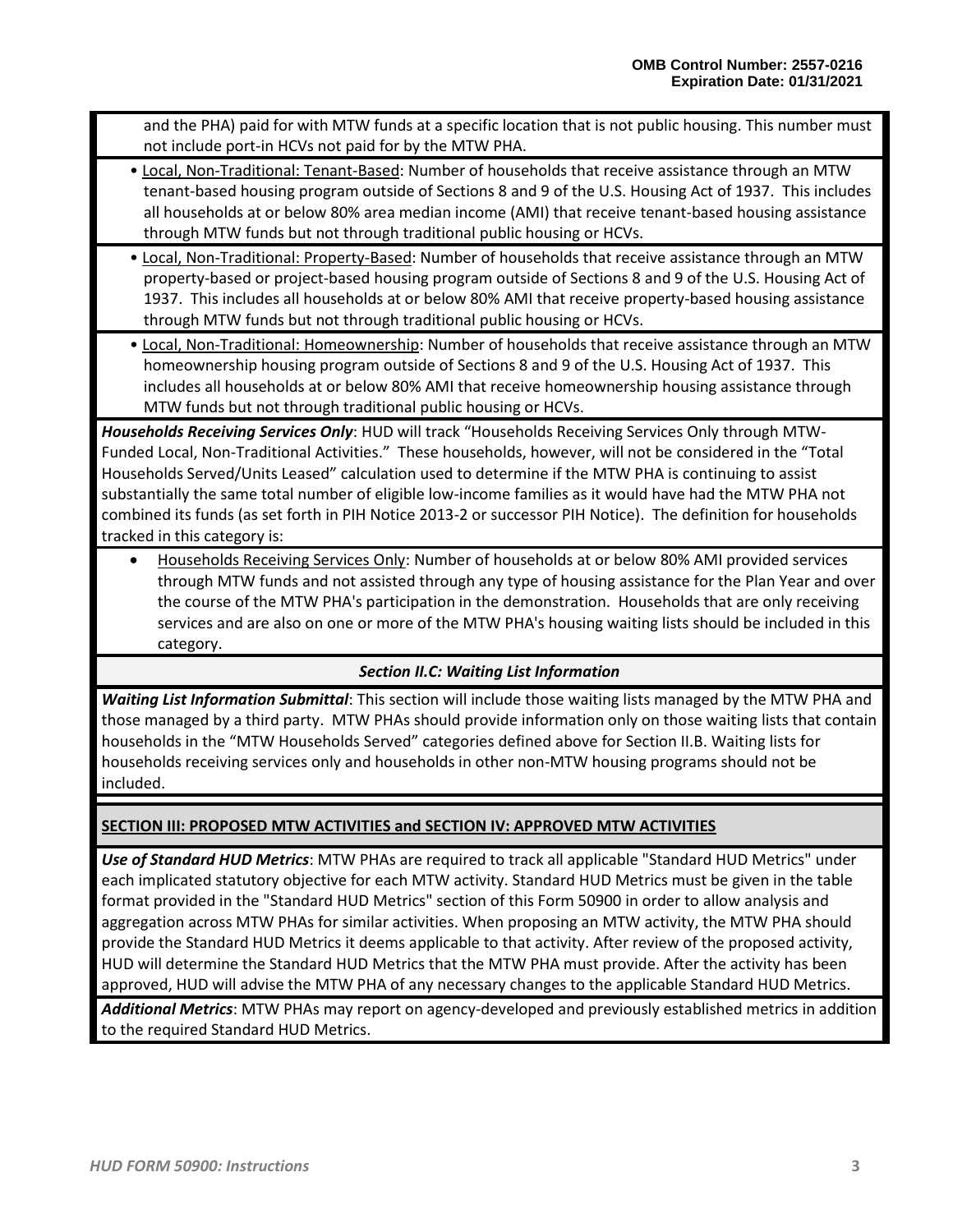and the PHA) paid for with MTW funds at a specific location that is not public housing. This number must not include port-in HCVs not paid for by the MTW PHA.

- Local, Non-Traditional: Tenant-Based: Number of households that receive assistance through an MTW tenant-based housing program outside of Sections 8 and 9 of the U.S. Housing Act of 1937. This includes all households at or below 80% area median income (AMI) that receive tenant-based housing assistance through MTW funds but not through traditional public housing or HCVs.
- Local, Non-Traditional: Property-Based: Number of households that receive assistance through an MTW property-based or project-based housing program outside of Sections 8 and 9 of the U.S. Housing Act of 1937. This includes all households at or below 80% AMI that receive property-based housing assistance through MTW funds but not through traditional public housing or HCVs.
- Local, Non-Traditional: Homeownership: Number of households that receive assistance through an MTW homeownership housing program outside of Sections 8 and 9 of the U.S. Housing Act of 1937. This includes all households at or below 80% AMI that receive homeownership housing assistance through MTW funds but not through traditional public housing or HCVs.

***Households Receiving Services Only***: HUD will track "Households Receiving Services Only through MTW-Funded Local, Non-Traditional Activities." These households, however, will not be considered in the "Total Households Served/Units Leased" calculation used to determine if the MTW PHA is continuing to assist substantially the same total number of eligible low-income families as it would have had the MTW PHA not combined its funds (as set forth in PIH Notice 2013-2 or successor PIH Notice). The definition for households tracked in this category is:

- Households Receiving Services Only: Number of households at or below 80% AMI provided services through MTW funds and not assisted through any type of housing assistance for the Plan Year and over the course of the MTW PHA's participation in the demonstration. Households that are only receiving services and are also on one or more of the MTW PHA's housing waiting lists should be included in this category.

***Section II.C: Waiting List Information***

***Waiting List Information Submittal***: This section will include those waiting lists managed by the MTW PHA and those managed by a third party. MTW PHAs should provide information only on those waiting lists that contain households in the "MTW Households Served" categories defined above for Section II.B. Waiting lists for households receiving services only and households in other non-MTW housing programs should not be included.

## SECTION III: PROPOSED MTW ACTIVITIES and SECTION IV: APPROVED MTW ACTIVITIES

***Use of Standard HUD Metrics***: MTW PHAs are required to track all applicable "Standard HUD Metrics" under each implicated statutory objective for each MTW activity. Standard HUD Metrics must be given in the table format provided in the "Standard HUD Metrics" section of this Form 50900 in order to allow analysis and aggregation across MTW PHAs for similar activities. When proposing an MTW activity, the MTW PHA should provide the Standard HUD Metrics it deems applicable to that activity. After review of the proposed activity, HUD will determine the Standard HUD Metrics that the MTW PHA must provide. After the activity has been approved, HUD will advise the MTW PHA of any necessary changes to the applicable Standard HUD Metrics.

***Additional Metrics***: MTW PHAs may report on agency-developed and previously established metrics in addition to the required Standard HUD Metrics.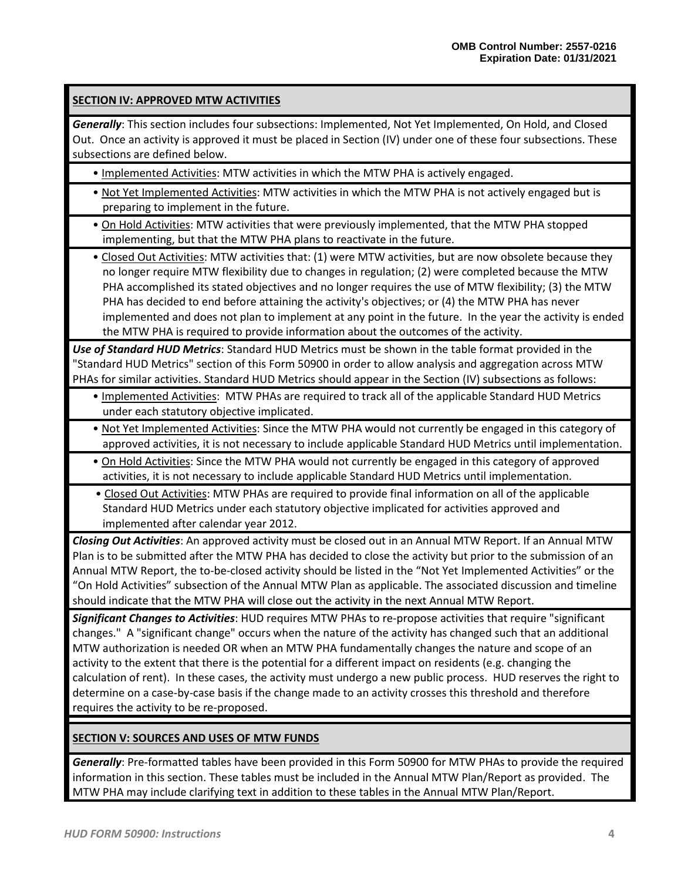## SECTION IV: APPROVED MTW ACTIVITIES

***Generally***: This section includes four subsections: Implemented, Not Yet Implemented, On Hold, and Closed Out. Once an activity is approved it must be placed in Section (IV) under one of these four subsections. These subsections are defined below.

- Implemented Activities: MTW activities in which the MTW PHA is actively engaged.
- Not Yet Implemented Activities: MTW activities in which the MTW PHA is not actively engaged but is preparing to implement in the future.
- On Hold Activities: MTW activities that were previously implemented, that the MTW PHA stopped implementing, but that the MTW PHA plans to reactivate in the future.
- Closed Out Activities: MTW activities that: (1) were MTW activities, but are now obsolete because they no longer require MTW flexibility due to changes in regulation; (2) were completed because the MTW PHA accomplished its stated objectives and no longer requires the use of MTW flexibility; (3) the MTW PHA has decided to end before attaining the activity's objectives; or (4) the MTW PHA has never implemented and does not plan to implement at any point in the future. In the year the activity is ended the MTW PHA is required to provide information about the outcomes of the activity.

***Use of Standard HUD Metrics***: Standard HUD Metrics must be shown in the table format provided in the "Standard HUD Metrics" section of this Form 50900 in order to allow analysis and aggregation across MTW PHAs for similar activities. Standard HUD Metrics should appear in the Section (IV) subsections as follows:

- Implemented Activities: MTW PHAs are required to track all of the applicable Standard HUD Metrics under each statutory objective implicated.
- Not Yet Implemented Activities: Since the MTW PHA would not currently be engaged in this category of approved activities, it is not necessary to include applicable Standard HUD Metrics until implementation.
- On Hold Activities: Since the MTW PHA would not currently be engaged in this category of approved activities, it is not necessary to include applicable Standard HUD Metrics until implementation.
- Closed Out Activities: MTW PHAs are required to provide final information on all of the applicable Standard HUD Metrics under each statutory objective implicated for activities approved and implemented after calendar year 2012.

***Closing Out Activities***: An approved activity must be closed out in an Annual MTW Report. If an Annual MTW Plan is to be submitted after the MTW PHA has decided to close the activity but prior to the submission of an Annual MTW Report, the to-be-closed activity should be listed in the "Not Yet Implemented Activities" or the "On Hold Activities" subsection of the Annual MTW Plan as applicable. The associated discussion and timeline should indicate that the MTW PHA will close out the activity in the next Annual MTW Report.

***Significant Changes to Activities***: HUD requires MTW PHAs to re-propose activities that require "significant changes." A "significant change" occurs when the nature of the activity has changed such that an additional MTW authorization is needed OR when an MTW PHA fundamentally changes the nature and scope of an activity to the extent that there is the potential for a different impact on residents (e.g. changing the calculation of rent). In these cases, the activity must undergo a new public process. HUD reserves the right to determine on a case-by-case basis if the change made to an activity crosses this threshold and therefore requires the activity to be re-proposed.

## SECTION V: SOURCES AND USES OF MTW FUNDS

***Generally***: Pre-formatted tables have been provided in this Form 50900 for MTW PHAs to provide the required information in this section. These tables must be included in the Annual MTW Plan/Report as provided. The MTW PHA may include clarifying text in addition to these tables in the Annual MTW Plan/Report.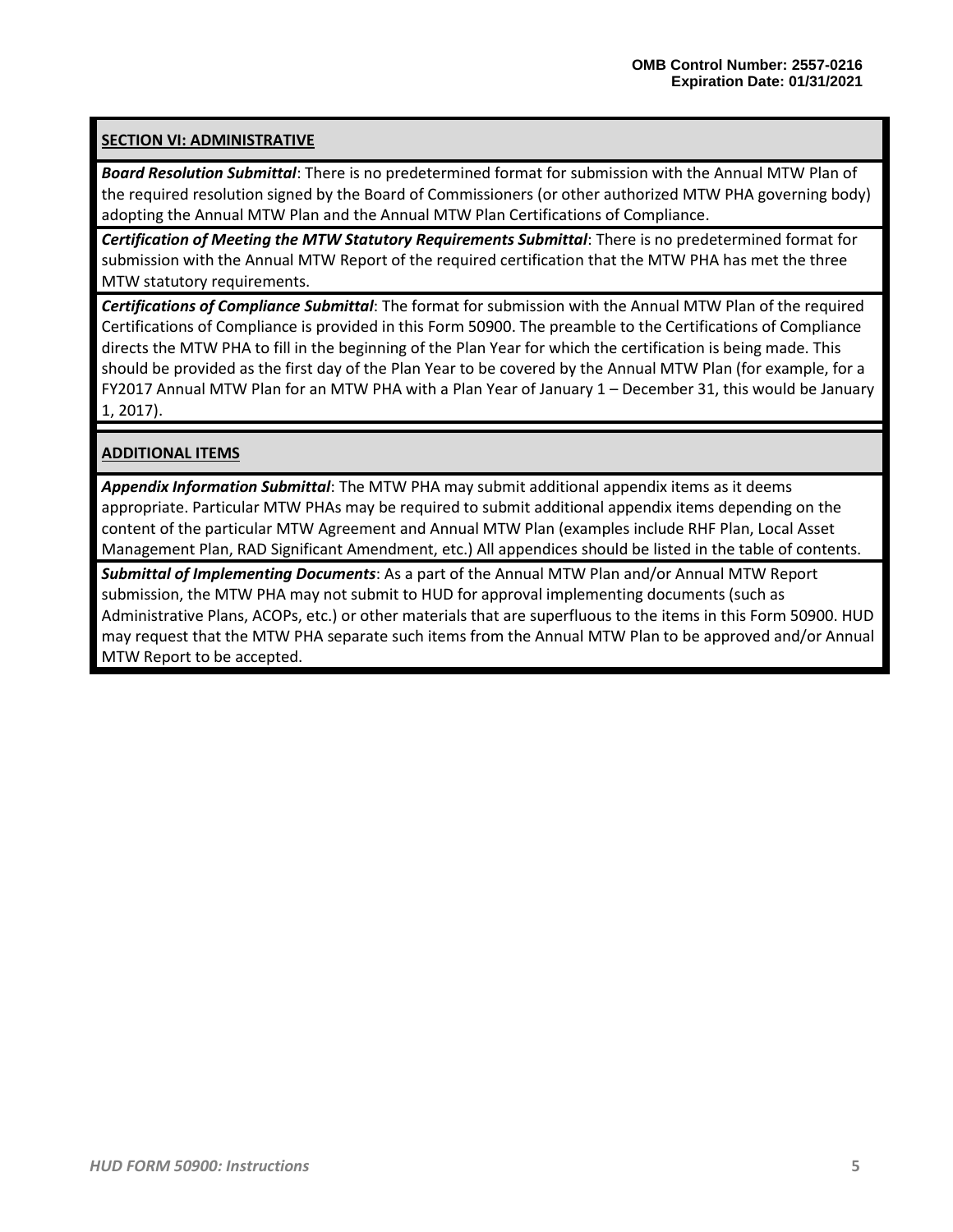## SECTION VI: ADMINISTRATIVE

***Board Resolution Submittal***: There is no predetermined format for submission with the Annual MTW Plan of the required resolution signed by the Board of Commissioners (or other authorized MTW PHA governing body) adopting the Annual MTW Plan and the Annual MTW Plan Certifications of Compliance.

***Certification of Meeting the MTW Statutory Requirements Submittal***: There is no predetermined format for submission with the Annual MTW Report of the required certification that the MTW PHA has met the three MTW statutory requirements.

***Certifications of Compliance Submittal***: The format for submission with the Annual MTW Plan of the required Certifications of Compliance is provided in this Form 50900. The preamble to the Certifications of Compliance directs the MTW PHA to fill in the beginning of the Plan Year for which the certification is being made. This should be provided as the first day of the Plan Year to be covered by the Annual MTW Plan (for example, for a FY2017 Annual MTW Plan for an MTW PHA with a Plan Year of January 1 – December 31, this would be January 1, 2017).

## ADDITIONAL ITEMS

***Appendix Information Submittal***: The MTW PHA may submit additional appendix items as it deems appropriate. Particular MTW PHAs may be required to submit additional appendix items depending on the content of the particular MTW Agreement and Annual MTW Plan (examples include RHF Plan, Local Asset Management Plan, RAD Significant Amendment, etc.) All appendices should be listed in the table of contents.

***Submittal of Implementing Documents***: As a part of the Annual MTW Plan and/or Annual MTW Report submission, the MTW PHA may not submit to HUD for approval implementing documents (such as Administrative Plans, ACOPs, etc.) or other materials that are superfluous to the items in this Form 50900. HUD may request that the MTW PHA separate such items from the Annual MTW Plan to be approved and/or Annual MTW Report to be accepted.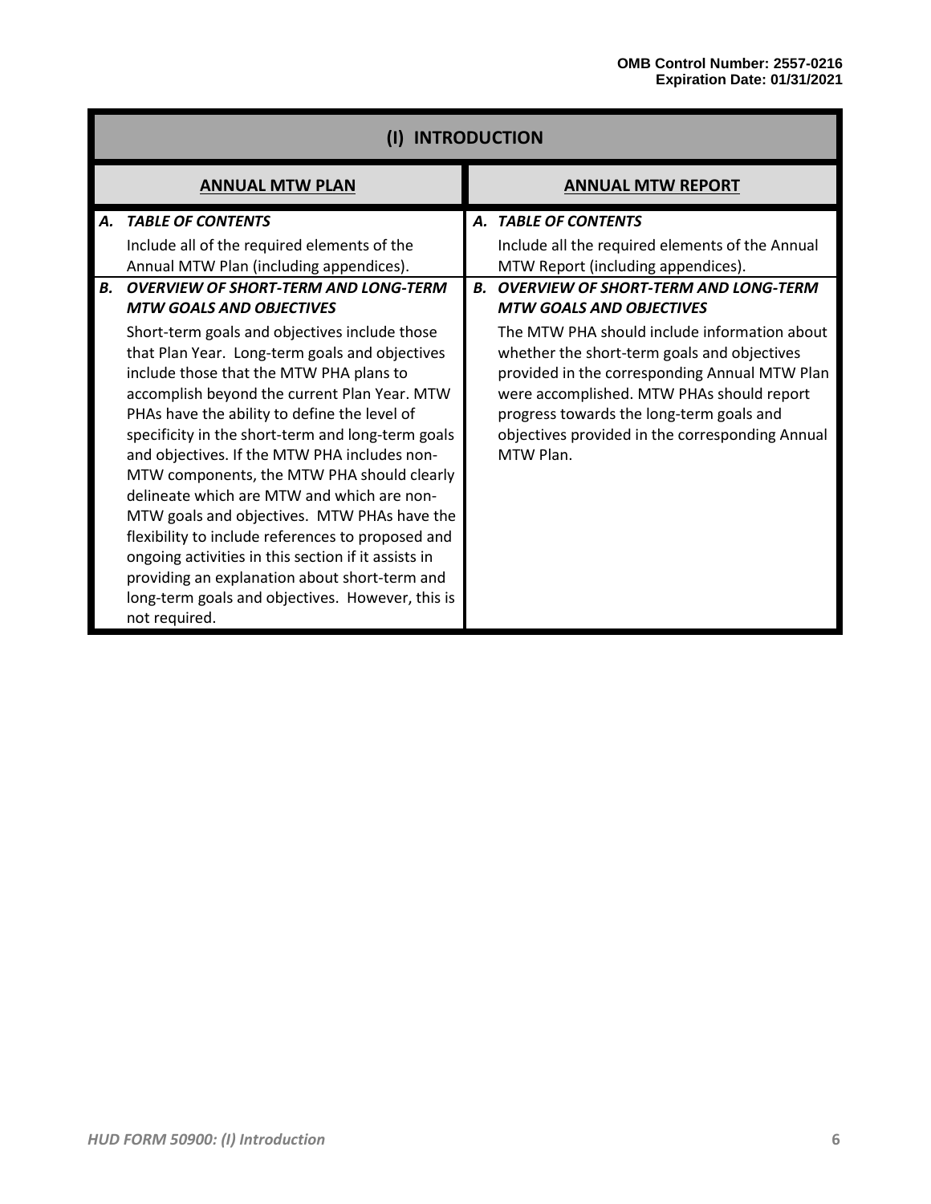| (I) INTRODUCTION | |
|---|---|
| **ANNUAL MTW PLAN** | **ANNUAL MTW REPORT** |
| ***A. TABLE OF CONTENTS***<br><br>Include all of the required elements of the Annual MTW Plan (including appendices). | ***A. TABLE OF CONTENTS***<br><br>Include all the required elements of the Annual MTW Report (including appendices). |
| ***B. OVERVIEW OF SHORT-TERM AND LONG-TERM MTW GOALS AND OBJECTIVES***<br><br>Short-term goals and objectives include those that Plan Year. Long-term goals and objectives include those that the MTW PHA plans to accomplish beyond the current Plan Year. MTW PHAs have the ability to define the level of specificity in the short-term and long-term goals and objectives. If the MTW PHA includes non-MTW components, the MTW PHA should clearly delineate which are MTW and which are non-MTW goals and objectives. MTW PHAs have the flexibility to include references to proposed and ongoing activities in this section if it assists in providing an explanation about short-term and long-term goals and objectives. However, this is not required. | ***B. OVERVIEW OF SHORT-TERM AND LONG-TERM MTW GOALS AND OBJECTIVES***<br><br>The MTW PHA should include information about whether the short-term goals and objectives provided in the corresponding Annual MTW Plan were accomplished. MTW PHAs should report progress towards the long-term goals and objectives provided in the corresponding Annual MTW Plan. |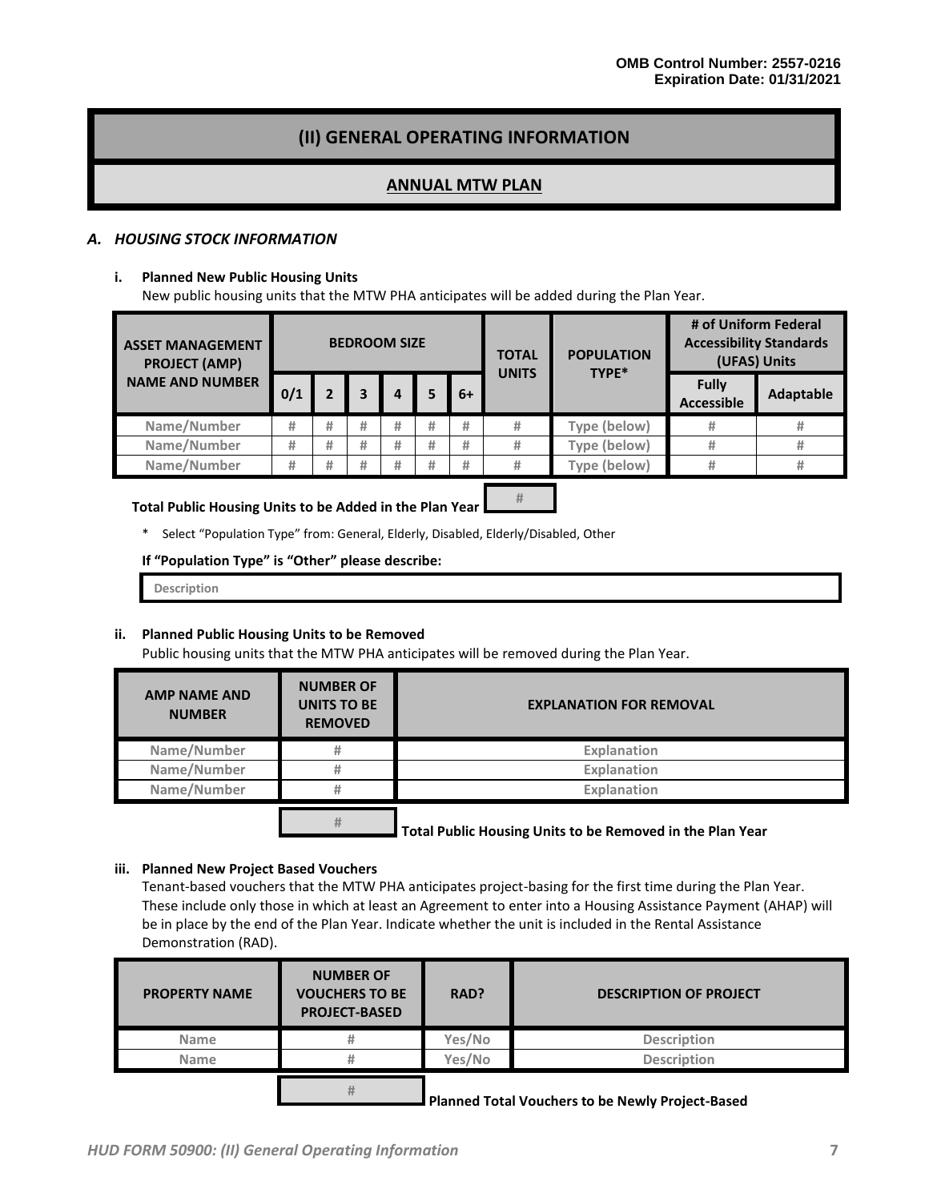OMB Control Number: 2557-0216
Expiration Date: 01/31/2021

# (II) GENERAL OPERATING INFORMATION

## ANNUAL MTW PLAN

### *A. HOUSING STOCK INFORMATION*

**i. Planned New Public Housing Units**

New public housing units that the MTW PHA anticipates will be added during the Plan Year.

| ASSET MANAGEMENT PROJECT (AMP) NAME AND NUMBER | BEDROOM SIZE | | | | | | TOTAL UNITS | POPULATION TYPE* | # of Uniform Federal Accessibility Standards (UFAS) Units | |
|---|---|---|---|---|---|---|---|---|---|---|
| | 0/1 | 2 | 3 | 4 | 5 | 6+ | | | Fully Accessible | Adaptable |
| Name/Number | # | # | # | # | # | # | # | Type (below) | # | # |
| Name/Number | # | # | # | # | # | # | # | Type (below) | # | # |
| Name/Number | # | # | # | # | # | # | # | Type (below) | # | # |

**Total Public Housing Units to be Added in the Plan Year** #

\* Select "Population Type" from: General, Elderly, Disabled, Elderly/Disabled, Other

**If "Population Type" is "Other" please describe:**

Description

**ii. Planned Public Housing Units to be Removed**

Public housing units that the MTW PHA anticipates will be removed during the Plan Year.

| AMP NAME AND NUMBER | NUMBER OF UNITS TO BE REMOVED | EXPLANATION FOR REMOVAL |
|---|---|---|
| Name/Number | # | Explanation |
| Name/Number | # | Explanation |
| Name/Number | # | Explanation |

# **Total Public Housing Units to be Removed in the Plan Year**

**iii. Planned New Project Based Vouchers**

Tenant-based vouchers that the MTW PHA anticipates project-basing for the first time during the Plan Year. These include only those in which at least an Agreement to enter into a Housing Assistance Payment (AHAP) will be in place by the end of the Plan Year. Indicate whether the unit is included in the Rental Assistance Demonstration (RAD).

| PROPERTY NAME | NUMBER OF VOUCHERS TO BE PROJECT-BASED | RAD? | DESCRIPTION OF PROJECT |
|---|---|---|---|
| Name | # | Yes/No | Description |
| Name | # | Yes/No | Description |

# **Planned Total Vouchers to be Newly Project-Based**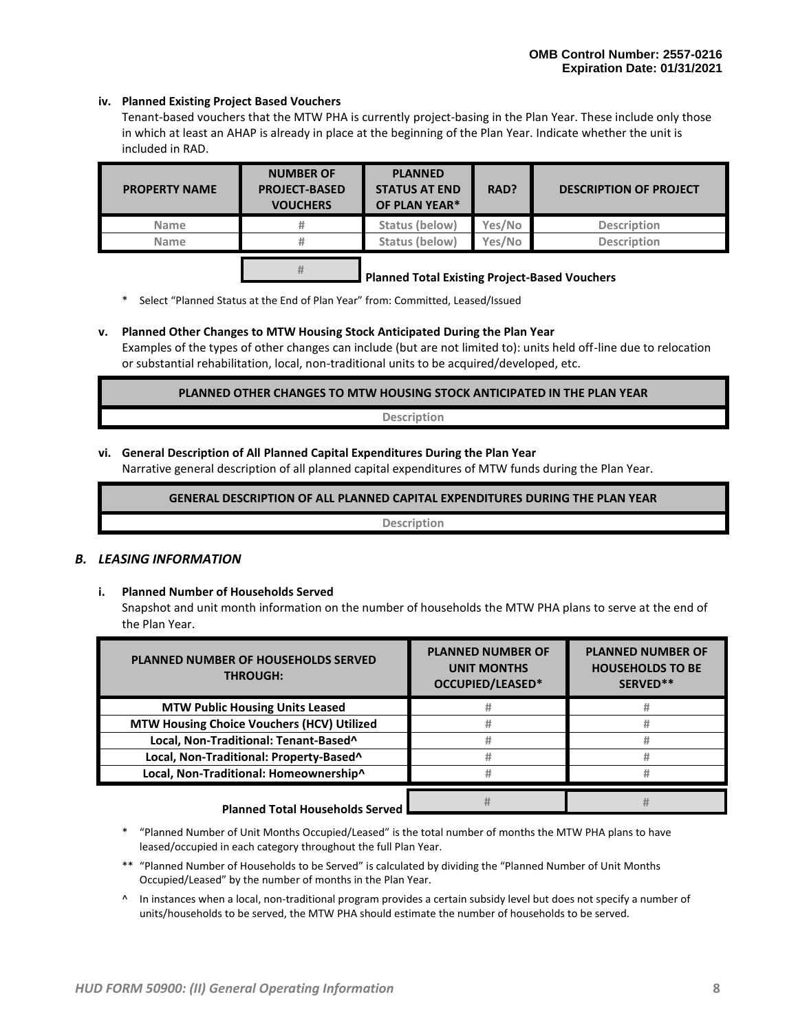OMB Control Number: 2557-0216
Expiration Date: 01/31/2021

**iv. Planned Existing Project Based Vouchers**

Tenant-based vouchers that the MTW PHA is currently project-basing in the Plan Year. These include only those in which at least an AHAP is already in place at the beginning of the Plan Year. Indicate whether the unit is included in RAD.

| PROPERTY NAME | NUMBER OF PROJECT-BASED VOUCHERS | PLANNED STATUS AT END OF PLAN YEAR* | RAD? | DESCRIPTION OF PROJECT |
|---|---|---|---|---|
| Name | # | Status (below) | Yes/No | Description |
| Name | # | Status (below) | Yes/No | Description |
| | # | **Planned Total Existing Project-Based Vouchers** | | |

\* Select "Planned Status at the End of Plan Year" from: Committed, Leased/Issued

**v. Planned Other Changes to MTW Housing Stock Anticipated During the Plan Year**

Examples of the types of other changes can include (but are not limited to): units held off-line due to relocation or substantial rehabilitation, local, non-traditional units to be acquired/developed, etc.

| PLANNED OTHER CHANGES TO MTW HOUSING STOCK ANTICIPATED IN THE PLAN YEAR |
|---|
| Description |

**vi. General Description of All Planned Capital Expenditures During the Plan Year**

Narrative general description of all planned capital expenditures of MTW funds during the Plan Year.

| GENERAL DESCRIPTION OF ALL PLANNED CAPITAL EXPENDITURES DURING THE PLAN YEAR |
|---|
| Description |

## *B. LEASING INFORMATION*

**i. Planned Number of Households Served**

Snapshot and unit month information on the number of households the MTW PHA plans to serve at the end of the Plan Year.

| PLANNED NUMBER OF HOUSEHOLDS SERVED THROUGH: | PLANNED NUMBER OF UNIT MONTHS OCCUPIED/LEASED* | PLANNED NUMBER OF HOUSEHOLDS TO BE SERVED** |
|---|---|---|
| MTW Public Housing Units Leased | # | # |
| MTW Housing Choice Vouchers (HCV) Utilized | # | # |
| Local, Non-Traditional: Tenant-Based^ | # | # |
| Local, Non-Traditional: Property-Based^ | # | # |
| Local, Non-Traditional: Homeownership^ | # | # |
| **Planned Total Households Served** | # | # |

\* "Planned Number of Unit Months Occupied/Leased" is the total number of months the MTW PHA plans to have leased/occupied in each category throughout the full Plan Year.

\*\* "Planned Number of Households to be Served" is calculated by dividing the "Planned Number of Unit Months Occupied/Leased" by the number of months in the Plan Year.

^ In instances when a local, non-traditional program provides a certain subsidy level but does not specify a number of units/households to be served, the MTW PHA should estimate the number of households to be served.

*HUD FORM 50900: (II) General Operating Information*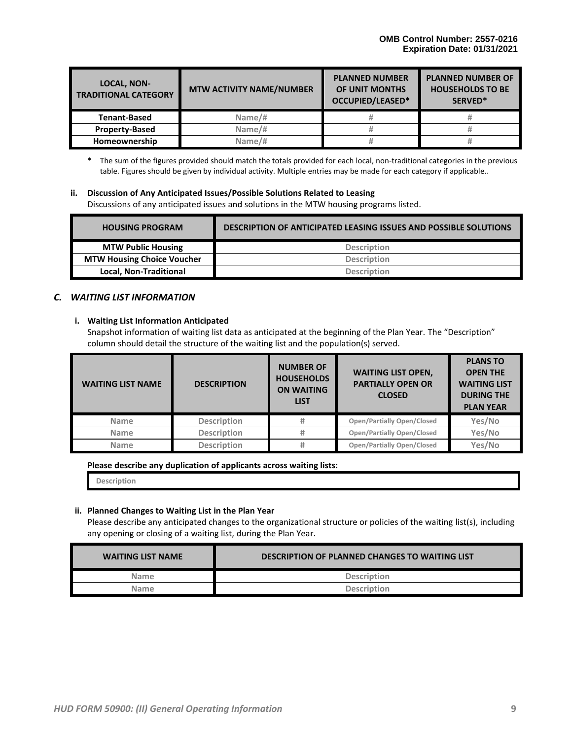| LOCAL, NON-TRADITIONAL CATEGORY | MTW ACTIVITY NAME/NUMBER | PLANNED NUMBER OF UNIT MONTHS OCCUPIED/LEASED* | PLANNED NUMBER OF HOUSEHOLDS TO BE SERVED* |
|---|---|---|---|
| Tenant-Based | Name/# | # | # |
| Property-Based | Name/# | # | # |
| Homeownership | Name/# | # | # |

\* The sum of the figures provided should match the totals provided for each local, non-traditional categories in the previous table. Figures should be given by individual activity. Multiple entries may be made for each category if applicable..

**ii. Discussion of Any Anticipated Issues/Possible Solutions Related to Leasing**

Discussions of any anticipated issues and solutions in the MTW housing programs listed.

| HOUSING PROGRAM | DESCRIPTION OF ANTICIPATED LEASING ISSUES AND POSSIBLE SOLUTIONS |
|---|---|
| MTW Public Housing | Description |
| MTW Housing Choice Voucher | Description |
| Local, Non-Traditional | Description |

### *C. WAITING LIST INFORMATION*

**i. Waiting List Information Anticipated**

Snapshot information of waiting list data as anticipated at the beginning of the Plan Year. The "Description" column should detail the structure of the waiting list and the population(s) served.

| WAITING LIST NAME | DESCRIPTION | NUMBER OF HOUSEHOLDS ON WAITING LIST | WAITING LIST OPEN, PARTIALLY OPEN OR CLOSED | PLANS TO OPEN THE WAITING LIST DURING THE PLAN YEAR |
|---|---|---|---|---|
| Name | Description | # | Open/Partially Open/Closed | Yes/No |
| Name | Description | # | Open/Partially Open/Closed | Yes/No |
| Name | Description | # | Open/Partially Open/Closed | Yes/No |

**Please describe any duplication of applicants across waiting lists:**

Description

**ii. Planned Changes to Waiting List in the Plan Year**

Please describe any anticipated changes to the organizational structure or policies of the waiting list(s), including any opening or closing of a waiting list, during the Plan Year.

| WAITING LIST NAME | DESCRIPTION OF PLANNED CHANGES TO WAITING LIST |
|---|---|
| Name | Description |
| Name | Description |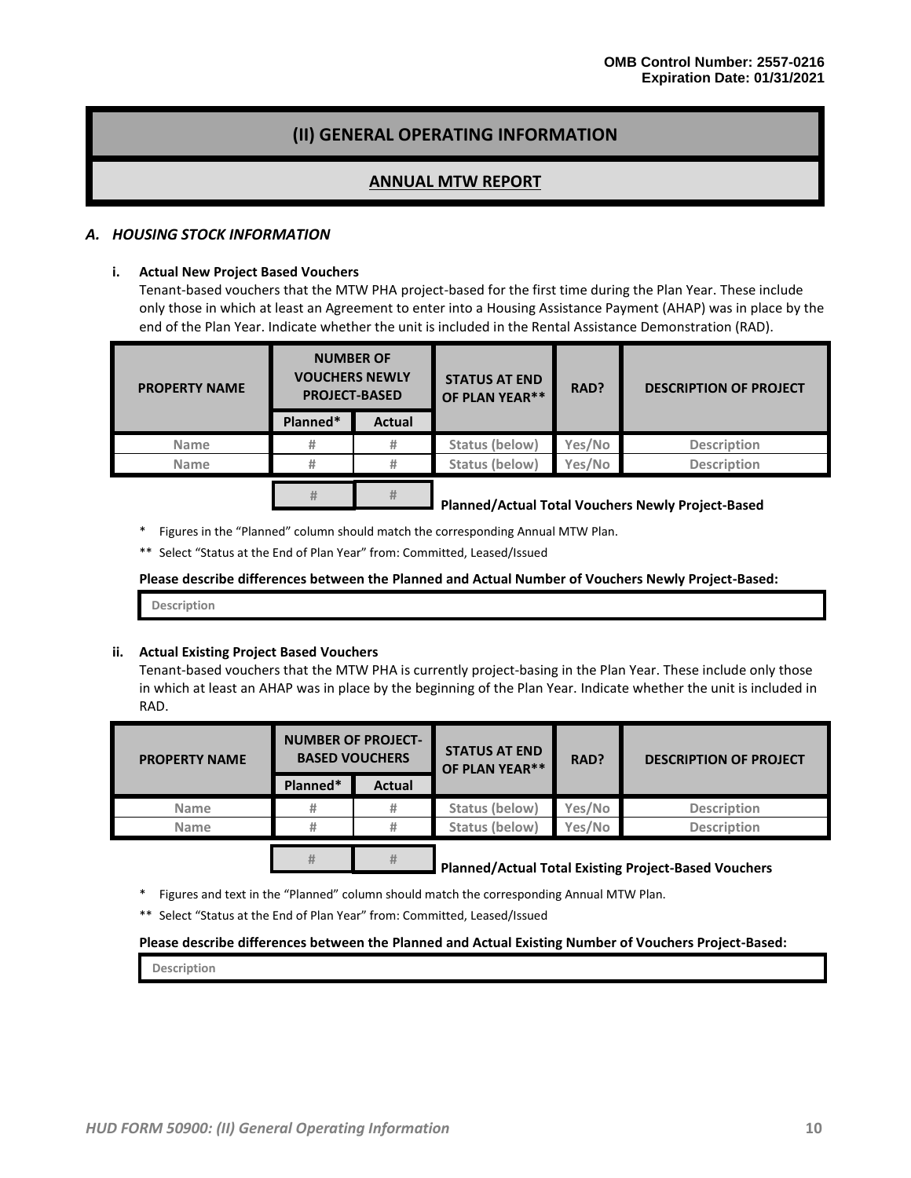OMB Control Number: 2557-0216
Expiration Date: 01/31/2021

# (II) GENERAL OPERATING INFORMATION

## ANNUAL MTW REPORT

### *A. HOUSING STOCK INFORMATION*

**i. Actual New Project Based Vouchers**

Tenant-based vouchers that the MTW PHA project-based for the first time during the Plan Year. These include only those in which at least an Agreement to enter into a Housing Assistance Payment (AHAP) was in place by the end of the Plan Year. Indicate whether the unit is included in the Rental Assistance Demonstration (RAD).

| PROPERTY NAME | NUMBER OF VOUCHERS NEWLY PROJECT-BASED | | STATUS AT END OF PLAN YEAR** | RAD? | DESCRIPTION OF PROJECT |
|---|---|---|---|---|---|
| | Planned* | Actual | | | |
| Name | # | # | Status (below) | Yes/No | Description |
| Name | # | # | Status (below) | Yes/No | Description |
| | # | # | Planned/Actual Total Vouchers Newly Project-Based | | |

\* Figures in the "Planned" column should match the corresponding Annual MTW Plan.

** Select "Status at the End of Plan Year" from: Committed, Leased/Issued

**Please describe differences between the Planned and Actual Number of Vouchers Newly Project-Based:**

Description

**ii. Actual Existing Project Based Vouchers**

Tenant-based vouchers that the MTW PHA is currently project-basing in the Plan Year. These include only those in which at least an AHAP was in place by the beginning of the Plan Year. Indicate whether the unit is included in RAD.

| PROPERTY NAME | NUMBER OF PROJECT-BASED VOUCHERS | | STATUS AT END OF PLAN YEAR** | RAD? | DESCRIPTION OF PROJECT |
|---|---|---|---|---|---|
| | Planned* | Actual | | | |
| Name | # | # | Status (below) | Yes/No | Description |
| Name | # | # | Status (below) | Yes/No | Description |
| | # | # | Planned/Actual Total Existing Project-Based Vouchers | | |

\* Figures and text in the "Planned" column should match the corresponding Annual MTW Plan.

** Select "Status at the End of Plan Year" from: Committed, Leased/Issued

**Please describe differences between the Planned and Actual Existing Number of Vouchers Project-Based:**

Description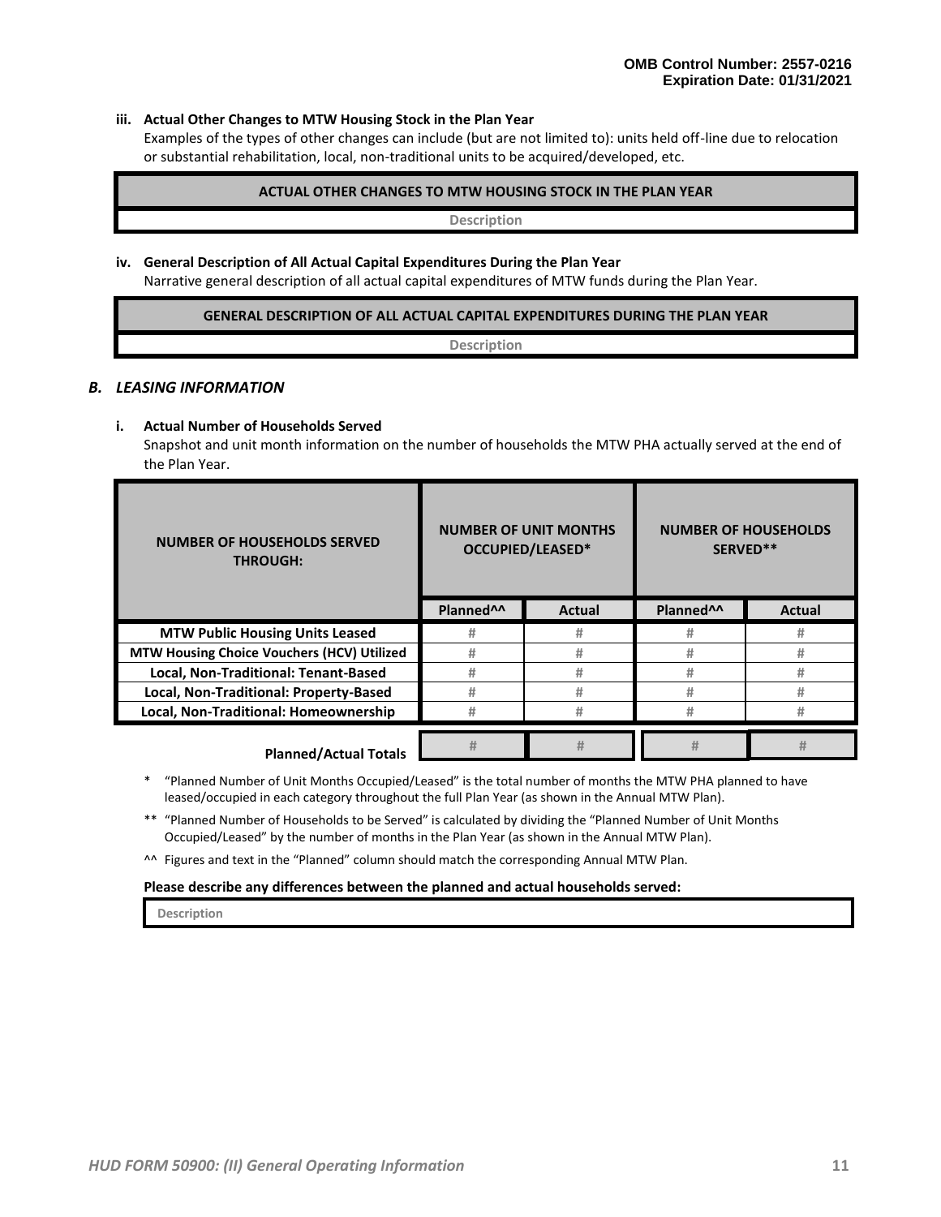**iii. Actual Other Changes to MTW Housing Stock in the Plan Year**

Examples of the types of other changes can include (but are not limited to): units held off-line due to relocation or substantial rehabilitation, local, non-traditional units to be acquired/developed, etc.

| ACTUAL OTHER CHANGES TO MTW HOUSING STOCK IN THE PLAN YEAR |
|---|
| Description |

**iv. General Description of All Actual Capital Expenditures During the Plan Year**

Narrative general description of all actual capital expenditures of MTW funds during the Plan Year.

| GENERAL DESCRIPTION OF ALL ACTUAL CAPITAL EXPENDITURES DURING THE PLAN YEAR |
|---|
| Description |

## *B. LEASING INFORMATION*

**i. Actual Number of Households Served**

Snapshot and unit month information on the number of households the MTW PHA actually served at the end of the Plan Year.

| NUMBER OF HOUSEHOLDS SERVED THROUGH: | NUMBER OF UNIT MONTHS OCCUPIED/LEASED* | | NUMBER OF HOUSEHOLDS SERVED** | |
|---|---|---|---|---|
| | Planned^^ | Actual | Planned^^ | Actual |
| MTW Public Housing Units Leased | # | # | # | # |
| MTW Housing Choice Vouchers (HCV) Utilized | # | # | # | # |
| Local, Non-Traditional: Tenant-Based | # | # | # | # |
| Local, Non-Traditional: Property-Based | # | # | # | # |
| Local, Non-Traditional: Homeownership | # | # | # | # |
| Planned/Actual Totals | # | # | # | # |

\* "Planned Number of Unit Months Occupied/Leased" is the total number of months the MTW PHA planned to have leased/occupied in each category throughout the full Plan Year (as shown in the Annual MTW Plan).

\** "Planned Number of Households to be Served" is calculated by dividing the "Planned Number of Unit Months Occupied/Leased" by the number of months in the Plan Year (as shown in the Annual MTW Plan).

^^ Figures and text in the "Planned" column should match the corresponding Annual MTW Plan.

**Please describe any differences between the planned and actual households served:**

| Description |
|---|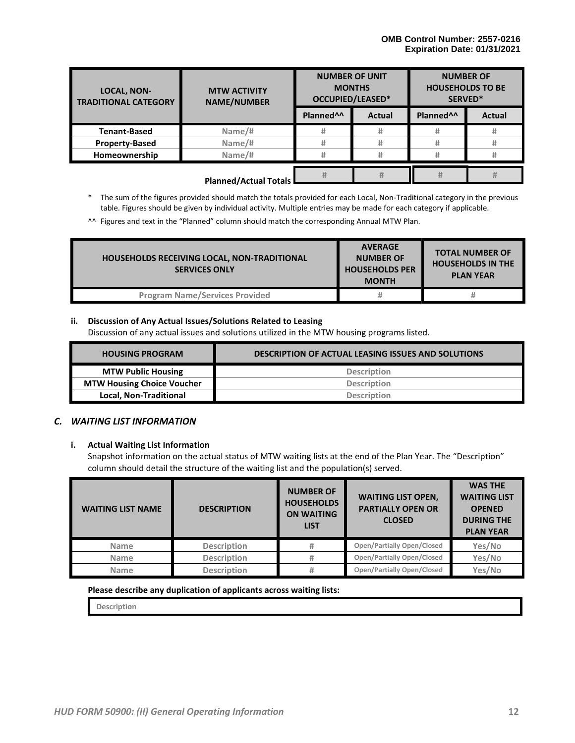OMB Control Number: 2557-0216
Expiration Date: 01/31/2021

| LOCAL, NON-TRADITIONAL CATEGORY | MTW ACTIVITY NAME/NUMBER | NUMBER OF UNIT MONTHS OCCUPIED/LEASED* | | NUMBER OF HOUSEHOLDS TO BE SERVED* | |
|---|---|---|---|---|---|
| | | Planned^^ | Actual | Planned^^ | Actual |
| Tenant-Based | Name/# | # | # | # | # |
| Property-Based | Name/# | # | # | # | # |
| Homeownership | Name/# | # | # | # | # |
| | Planned/Actual Totals | # | # | # | # |

\* The sum of the figures provided should match the totals provided for each Local, Non-Traditional category in the previous table. Figures should be given by individual activity. Multiple entries may be made for each category if applicable.

^^ Figures and text in the "Planned" column should match the corresponding Annual MTW Plan.

| HOUSEHOLDS RECEIVING LOCAL, NON-TRADITIONAL SERVICES ONLY | AVERAGE NUMBER OF HOUSEHOLDS PER MONTH | TOTAL NUMBER OF HOUSEHOLDS IN THE PLAN YEAR |
|---|---|---|
| Program Name/Services Provided | # | # |

**ii. Discussion of Any Actual Issues/Solutions Related to Leasing**

Discussion of any actual issues and solutions utilized in the MTW housing programs listed.

| HOUSING PROGRAM | DESCRIPTION OF ACTUAL LEASING ISSUES AND SOLUTIONS |
|---|---|
| MTW Public Housing | Description |
| MTW Housing Choice Voucher | Description |
| Local, Non-Traditional | Description |

### *C. WAITING LIST INFORMATION*

**i. Actual Waiting List Information**

Snapshot information on the actual status of MTW waiting lists at the end of the Plan Year. The "Description" column should detail the structure of the waiting list and the population(s) served.

| WAITING LIST NAME | DESCRIPTION | NUMBER OF HOUSEHOLDS ON WAITING LIST | WAITING LIST OPEN, PARTIALLY OPEN OR CLOSED | WAS THE WAITING LIST OPENED DURING THE PLAN YEAR |
|---|---|---|---|---|
| Name | Description | # | Open/Partially Open/Closed | Yes/No |
| Name | Description | # | Open/Partially Open/Closed | Yes/No |
| Name | Description | # | Open/Partially Open/Closed | Yes/No |

**Please describe any duplication of applicants across waiting lists:**

Description

*HUD FORM 50900: (II) General Operating Information*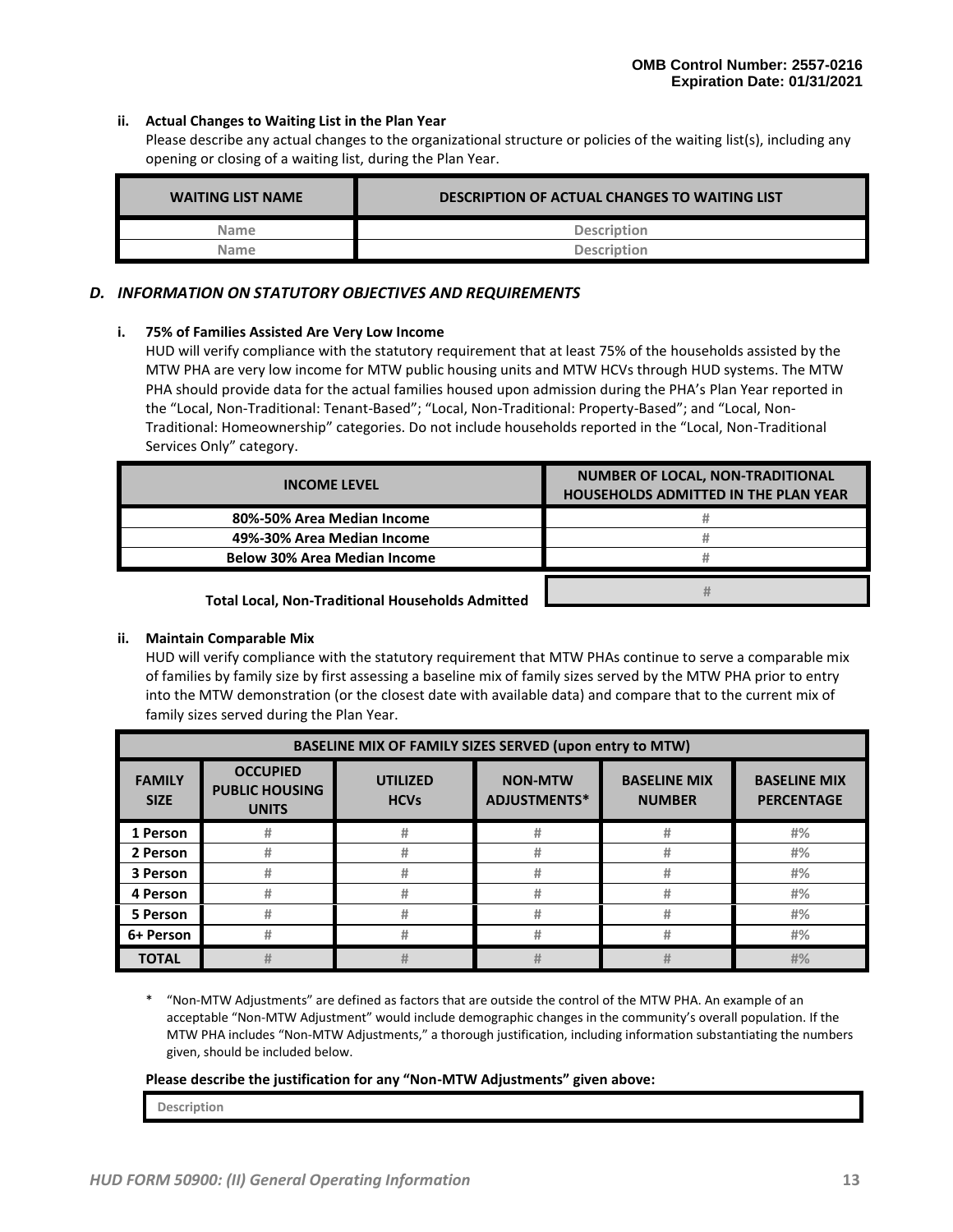**ii. Actual Changes to Waiting List in the Plan Year**

Please describe any actual changes to the organizational structure or policies of the waiting list(s), including any opening or closing of a waiting list, during the Plan Year.

| WAITING LIST NAME | DESCRIPTION OF ACTUAL CHANGES TO WAITING LIST |
|---|---|
| Name | Description |
| Name | Description |

## *D. INFORMATION ON STATUTORY OBJECTIVES AND REQUIREMENTS*

**i. 75% of Families Assisted Are Very Low Income**

HUD will verify compliance with the statutory requirement that at least 75% of the households assisted by the MTW PHA are very low income for MTW public housing units and MTW HCVs through HUD systems. The MTW PHA should provide data for the actual families housed upon admission during the PHA's Plan Year reported in the "Local, Non-Traditional: Tenant-Based"; "Local, Non-Traditional: Property-Based"; and "Local, Non-Traditional: Homeownership" categories. Do not include households reported in the "Local, Non-Traditional Services Only" category.

| INCOME LEVEL | NUMBER OF LOCAL, NON-TRADITIONAL HOUSEHOLDS ADMITTED IN THE PLAN YEAR |
|---|---|
| 80%-50% Area Median Income | # |
| 49%-30% Area Median Income | # |
| Below 30% Area Median Income | # |
| **Total Local, Non-Traditional Households Admitted** | # |

**ii. Maintain Comparable Mix**

HUD will verify compliance with the statutory requirement that MTW PHAs continue to serve a comparable mix of families by family size by first assessing a baseline mix of family sizes served by the MTW PHA prior to entry into the MTW demonstration (or the closest date with available data) and compare that to the current mix of family sizes served during the Plan Year.

| BASELINE MIX OF FAMILY SIZES SERVED (upon entry to MTW) | | | | | |
|---|---|---|---|---|---|
| **FAMILY SIZE** | **OCCUPIED PUBLIC HOUSING UNITS** | **UTILIZED HCVs** | **NON-MTW ADJUSTMENTS*** | **BASELINE MIX NUMBER** | **BASELINE MIX PERCENTAGE** |
| 1 Person | # | # | # | # | #% |
| 2 Person | # | # | # | # | #% |
| 3 Person | # | # | # | # | #% |
| 4 Person | # | # | # | # | #% |
| 5 Person | # | # | # | # | #% |
| 6+ Person | # | # | # | # | #% |
| **TOTAL** | # | # | # | # | #% |

\* "Non-MTW Adjustments" are defined as factors that are outside the control of the MTW PHA. An example of an acceptable "Non-MTW Adjustment" would include demographic changes in the community's overall population. If the MTW PHA includes "Non-MTW Adjustments," a thorough justification, including information substantiating the numbers given, should be included below.

**Please describe the justification for any "Non-MTW Adjustments" given above:**

| Description |
|---|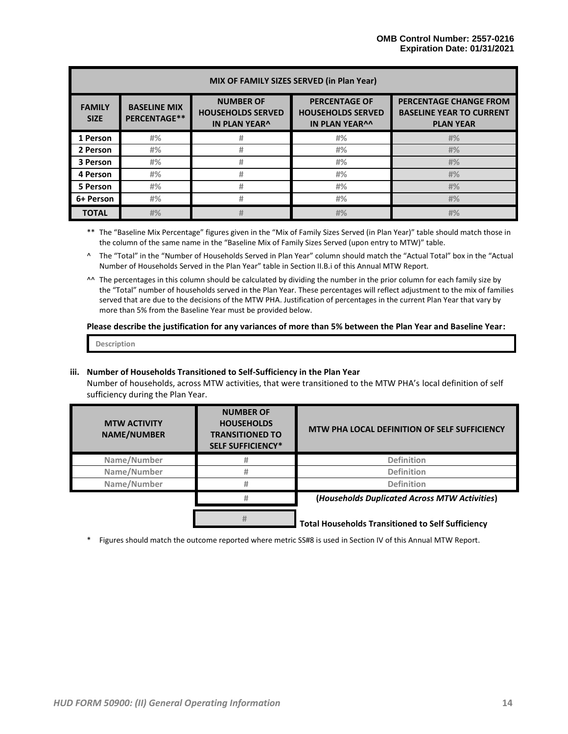| MIX OF FAMILY SIZES SERVED (in Plan Year) | | | | |
|---|---|---|---|---|
| **FAMILY SIZE** | **BASELINE MIX PERCENTAGE**** | **NUMBER OF HOUSEHOLDS SERVED IN PLAN YEAR^** | **PERCENTAGE OF HOUSEHOLDS SERVED IN PLAN YEAR^^** | **PERCENTAGE CHANGE FROM BASELINE YEAR TO CURRENT PLAN YEAR** |
| **1 Person** | #% | # | #% | #% |
| **2 Person** | #% | # | #% | #% |
| **3 Person** | #% | # | #% | #% |
| **4 Person** | #% | # | #% | #% |
| **5 Person** | #% | # | #% | #% |
| **6+ Person** | #% | # | #% | #% |
| **TOTAL** | #% | # | #% | #% |

** The "Baseline Mix Percentage" figures given in the "Mix of Family Sizes Served (in Plan Year)" table should match those in the column of the same name in the "Baseline Mix of Family Sizes Served (upon entry to MTW)" table.

^ The "Total" in the "Number of Households Served in Plan Year" column should match the "Actual Total" box in the "Actual Number of Households Served in the Plan Year" table in Section II.B.i of this Annual MTW Report.

^^ The percentages in this column should be calculated by dividing the number in the prior column for each family size by the "Total" number of households served in the Plan Year. These percentages will reflect adjustment to the mix of families served that are due to the decisions of the MTW PHA. Justification of percentages in the current Plan Year that vary by more than 5% from the Baseline Year must be provided below.

**Please describe the justification for any variances of more than 5% between the Plan Year and Baseline Year:**

| Description |
|---|

**iii. Number of Households Transitioned to Self-Sufficiency in the Plan Year**

Number of households, across MTW activities, that were transitioned to the MTW PHA's local definition of self sufficiency during the Plan Year.

| MTW ACTIVITY NAME/NUMBER | NUMBER OF HOUSEHOLDS TRANSITIONED TO SELF SUFFICIENCY* | MTW PHA LOCAL DEFINITION OF SELF SUFFICIENCY |
|---|---|---|
| Name/Number | # | Definition |
| Name/Number | # | Definition |
| Name/Number | # | Definition |
| | # | **(*Households Duplicated Across MTW Activities*)** |
| | # | **Total Households Transitioned to Self Sufficiency** |

* Figures should match the outcome reported where metric SS#8 is used in Section IV of this Annual MTW Report.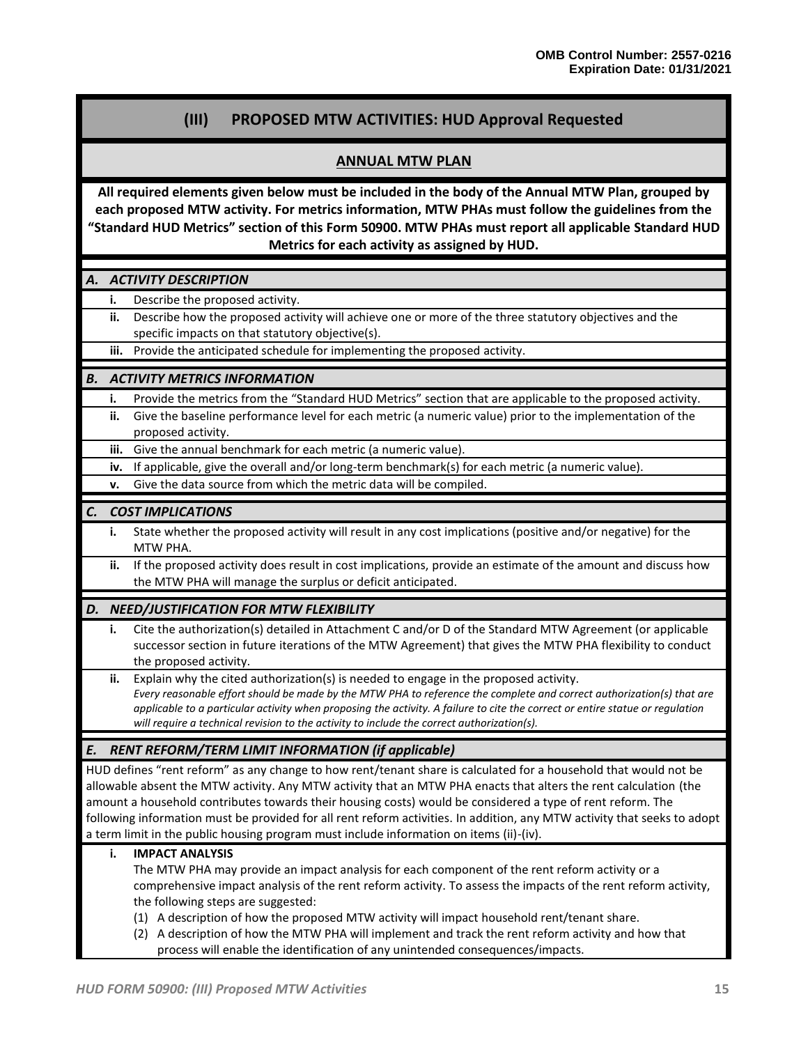## (III) PROPOSED MTW ACTIVITIES: HUD Approval Requested

### ANNUAL MTW PLAN

**All required elements given below must be included in the body of the Annual MTW Plan, grouped by each proposed MTW activity. For metrics information, MTW PHAs must follow the guidelines from the "Standard HUD Metrics" section of this Form 50900. MTW PHAs must report all applicable Standard HUD Metrics for each activity as assigned by HUD.**

#### A. *ACTIVITY DESCRIPTION*

- **i.** Describe the proposed activity.
- **ii.** Describe how the proposed activity will achieve one or more of the three statutory objectives and the specific impacts on that statutory objective(s).
- **iii.** Provide the anticipated schedule for implementing the proposed activity.

#### B. *ACTIVITY METRICS INFORMATION*

- **i.** Provide the metrics from the "Standard HUD Metrics" section that are applicable to the proposed activity.
- **ii.** Give the baseline performance level for each metric (a numeric value) prior to the implementation of the proposed activity.
- **iii.** Give the annual benchmark for each metric (a numeric value).
- **iv.** If applicable, give the overall and/or long-term benchmark(s) for each metric (a numeric value).
- **v.** Give the data source from which the metric data will be compiled.

#### C. *COST IMPLICATIONS*

- **i.** State whether the proposed activity will result in any cost implications (positive and/or negative) for the MTW PHA.
- **ii.** If the proposed activity does result in cost implications, provide an estimate of the amount and discuss how the MTW PHA will manage the surplus or deficit anticipated.

#### D. *NEED/JUSTIFICATION FOR MTW FLEXIBILITY*

- **i.** Cite the authorization(s) detailed in Attachment C and/or D of the Standard MTW Agreement (or applicable successor section in future iterations of the MTW Agreement) that gives the MTW PHA flexibility to conduct the proposed activity.
- **ii.** Explain why the cited authorization(s) is needed to engage in the proposed activity.
  *Every reasonable effort should be made by the MTW PHA to reference the complete and correct authorization(s) that are applicable to a particular activity when proposing the activity. A failure to cite the correct or entire statue or regulation will require a technical revision to the activity to include the correct authorization(s).*

#### E. *RENT REFORM/TERM LIMIT INFORMATION (if applicable)*

HUD defines "rent reform" as any change to how rent/tenant share is calculated for a household that would not be allowable absent the MTW activity. Any MTW activity that an MTW PHA enacts that alters the rent calculation (the amount a household contributes towards their housing costs) would be considered a type of rent reform. The following information must be provided for all rent reform activities. In addition, any MTW activity that seeks to adopt a term limit in the public housing program must include information on items (ii)-(iv).

- **i. IMPACT ANALYSIS**
  The MTW PHA may provide an impact analysis for each component of the rent reform activity or a comprehensive impact analysis of the rent reform activity. To assess the impacts of the rent reform activity, the following steps are suggested:
  (1) A description of how the proposed MTW activity will impact household rent/tenant share.
  (2) A description of how the MTW PHA will implement and track the rent reform activity and how that process will enable the identification of any unintended consequences/impacts.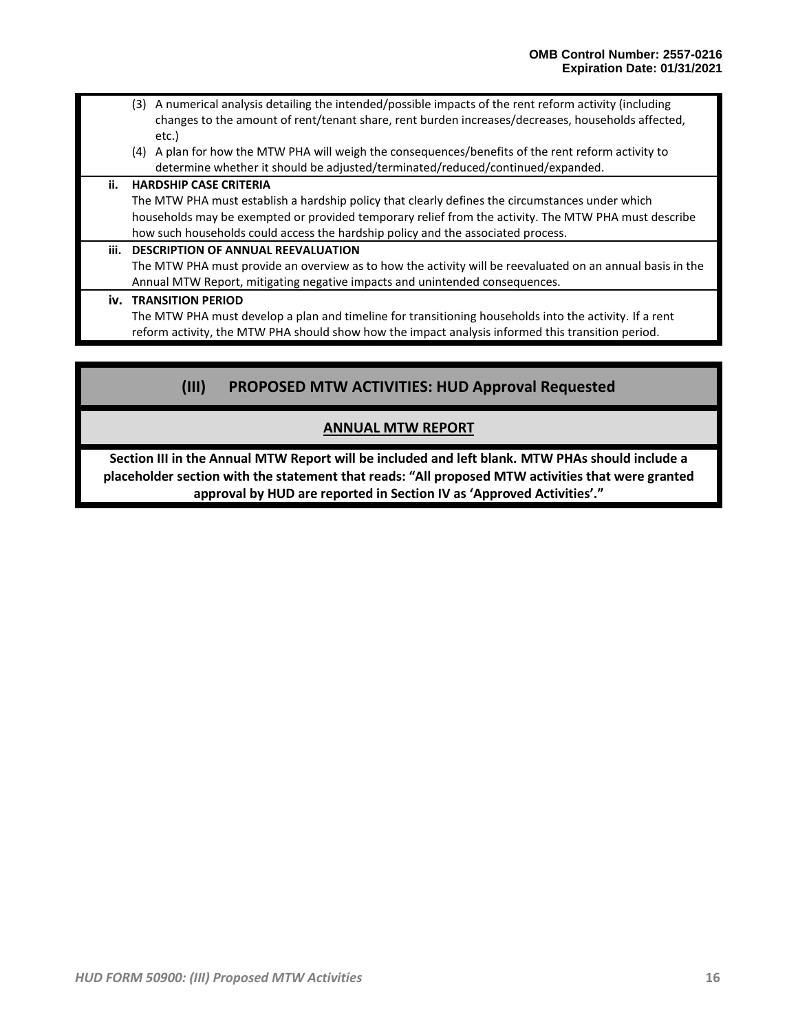(3) A numerical analysis detailing the intended/possible impacts of the rent reform activity (including changes to the amount of rent/tenant share, rent burden increases/decreases, households affected, etc.)

(4) A plan for how the MTW PHA will weigh the consequences/benefits of the rent reform activity to determine whether it should be adjusted/terminated/reduced/continued/expanded.

**ii. HARDSHIP CASE CRITERIA**

The MTW PHA must establish a hardship policy that clearly defines the circumstances under which households may be exempted or provided temporary relief from the activity. The MTW PHA must describe how such households could access the hardship policy and the associated process.

**iii. DESCRIPTION OF ANNUAL REEVALUATION**

The MTW PHA must provide an overview as to how the activity will be reevaluated on an annual basis in the Annual MTW Report, mitigating negative impacts and unintended consequences.

**iv. TRANSITION PERIOD**

The MTW PHA must develop a plan and timeline for transitioning households into the activity. If a rent reform activity, the MTW PHA should show how the impact analysis informed this transition period.

## (III) PROPOSED MTW ACTIVITIES: HUD Approval Requested

### ANNUAL MTW REPORT

**Section III in the Annual MTW Report will be included and left blank. MTW PHAs should include a placeholder section with the statement that reads: "All proposed MTW activities that were granted approval by HUD are reported in Section IV as 'Approved Activities'."**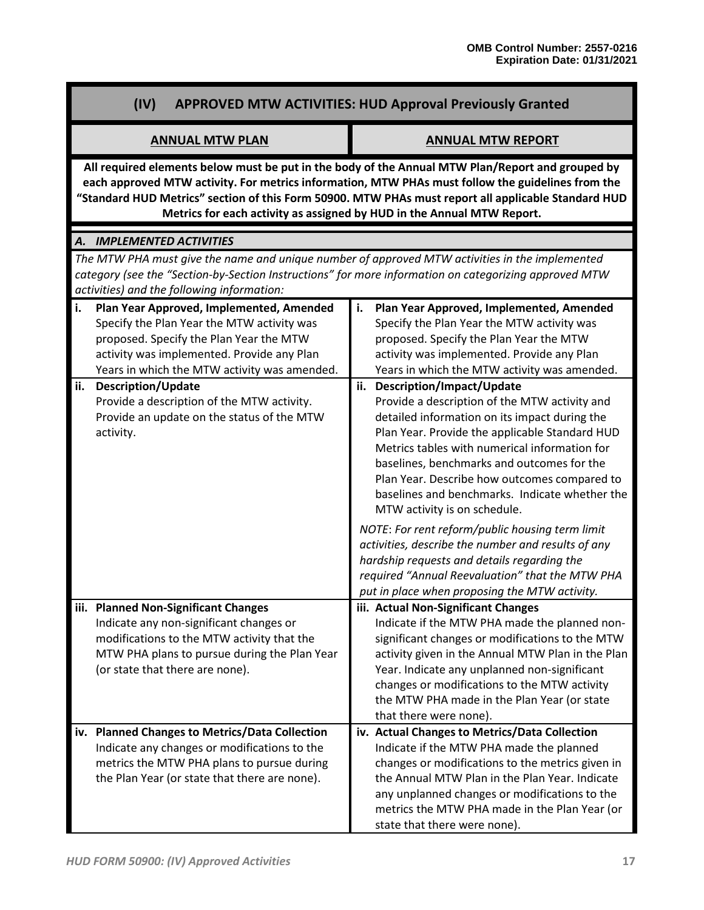## (IV) APPROVED MTW ACTIVITIES: HUD Approval Previously Granted

| ANNUAL MTW PLAN | ANNUAL MTW REPORT |
|---|---|
| **All required elements below must be put in the body of the Annual MTW Plan/Report and grouped by each approved MTW activity. For metrics information, MTW PHAs must follow the guidelines from the "Standard HUD Metrics" section of this Form 50900. MTW PHAs must report all applicable Standard HUD Metrics for each activity as assigned by HUD in the Annual MTW Report.** | |
| ***A. IMPLEMENTED ACTIVITIES*** | |
| *The MTW PHA must give the name and unique number of approved MTW activities in the implemented category (see the "Section-by-Section Instructions" for more information on categorizing approved MTW activities) and the following information:* | |
| **i. Plan Year Approved, Implemented, Amended** Specify the Plan Year the MTW activity was proposed. Specify the Plan Year the MTW activity was implemented. Provide any Plan Years in which the MTW activity was amended. | **i. Plan Year Approved, Implemented, Amended** Specify the Plan Year the MTW activity was proposed. Specify the Plan Year the MTW activity was implemented. Provide any Plan Years in which the MTW activity was amended. |
| **ii. Description/Update** Provide a description of the MTW activity. Provide an update on the status of the MTW activity. | **ii. Description/Impact/Update** Provide a description of the MTW activity and detailed information on its impact during the Plan Year. Provide the applicable Standard HUD Metrics tables with numerical information for baselines, benchmarks and outcomes for the Plan Year. Describe how outcomes compared to baselines and benchmarks. Indicate whether the MTW activity is on schedule. *NOTE: For rent reform/public housing term limit activities, describe the number and results of any hardship requests and details regarding the required "Annual Reevaluation" that the MTW PHA put in place when proposing the MTW activity.* |
| **iii. Planned Non-Significant Changes** Indicate any non-significant changes or modifications to the MTW activity that the MTW PHA plans to pursue during the Plan Year (or state that there are none). | **iii. Actual Non-Significant Changes** Indicate if the MTW PHA made the planned non-significant changes or modifications to the MTW activity given in the Annual MTW Plan in the Plan Year. Indicate any unplanned non-significant changes or modifications to the MTW activity the MTW PHA made in the Plan Year (or state that there were none). |
| **iv. Planned Changes to Metrics/Data Collection** Indicate any changes or modifications to the metrics the MTW PHA plans to pursue during the Plan Year (or state that there are none). | **iv. Actual Changes to Metrics/Data Collection** Indicate if the MTW PHA made the planned changes or modifications to the metrics given in the Annual MTW Plan in the Plan Year. Indicate any unplanned changes or modifications to the metrics the MTW PHA made in the Plan Year (or state that there were none). |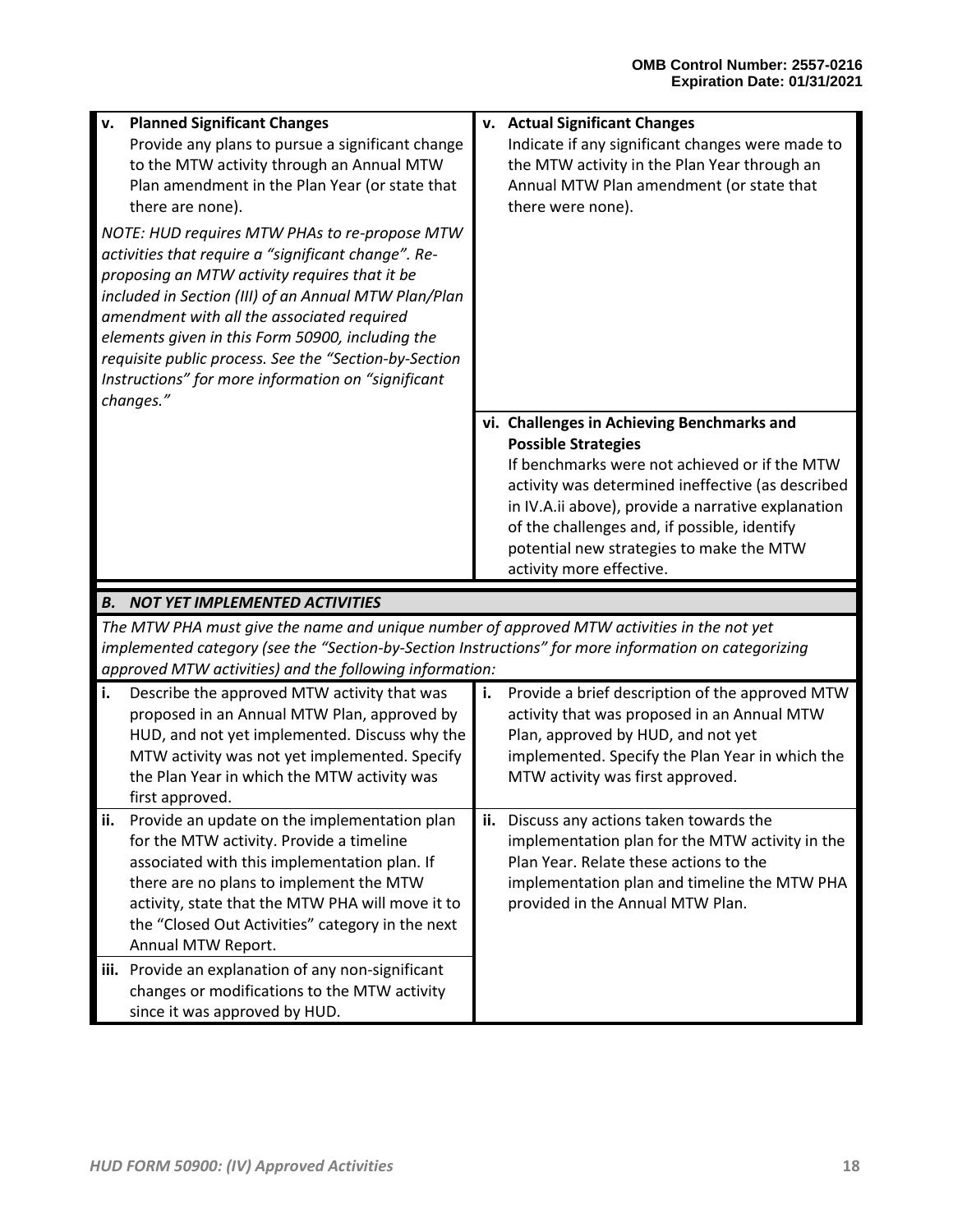| | |
|---|---|
| **v. Planned Significant Changes**<br>Provide any plans to pursue a significant change to the MTW activity through an Annual MTW Plan amendment in the Plan Year (or state that there are none).<br>*NOTE: HUD requires MTW PHAs to re-propose MTW activities that require a "significant change". Re-proposing an MTW activity requires that it be included in Section (III) of an Annual MTW Plan/Plan amendment with all the associated required elements given in this Form 50900, including the requisite public process. See the "Section-by-Section Instructions" for more information on "significant changes."* | **v. Actual Significant Changes**<br>Indicate if any significant changes were made to the MTW activity in the Plan Year through an Annual MTW Plan amendment (or state that there were none). |
| | **vi. Challenges in Achieving Benchmarks and Possible Strategies**<br>If benchmarks were not achieved or if the MTW activity was determined ineffective (as described in IV.A.ii above), provide a narrative explanation of the challenges and, if possible, identify potential new strategies to make the MTW activity more effective. |

### *B. NOT YET IMPLEMENTED ACTIVITIES*

*The MTW PHA must give the name and unique number of approved MTW activities in the not yet implemented category (see the "Section-by-Section Instructions" for more information on categorizing approved MTW activities) and the following information:*

| | |
|---|---|
| **i.** Describe the approved MTW activity that was proposed in an Annual MTW Plan, approved by HUD, and not yet implemented. Discuss why the MTW activity was not yet implemented. Specify the Plan Year in which the MTW activity was first approved. | **i.** Provide a brief description of the approved MTW activity that was proposed in an Annual MTW Plan, approved by HUD, and not yet implemented. Specify the Plan Year in which the MTW activity was first approved. |
| **ii.** Provide an update on the implementation plan for the MTW activity. Provide a timeline associated with this implementation plan. If there are no plans to implement the MTW activity, state that the MTW PHA will move it to the "Closed Out Activities" category in the next Annual MTW Report. | **ii.** Discuss any actions taken towards the implementation plan for the MTW activity in the Plan Year. Relate these actions to the implementation plan and timeline the MTW PHA provided in the Annual MTW Plan. |
| **iii.** Provide an explanation of any non-significant changes or modifications to the MTW activity since it was approved by HUD. | |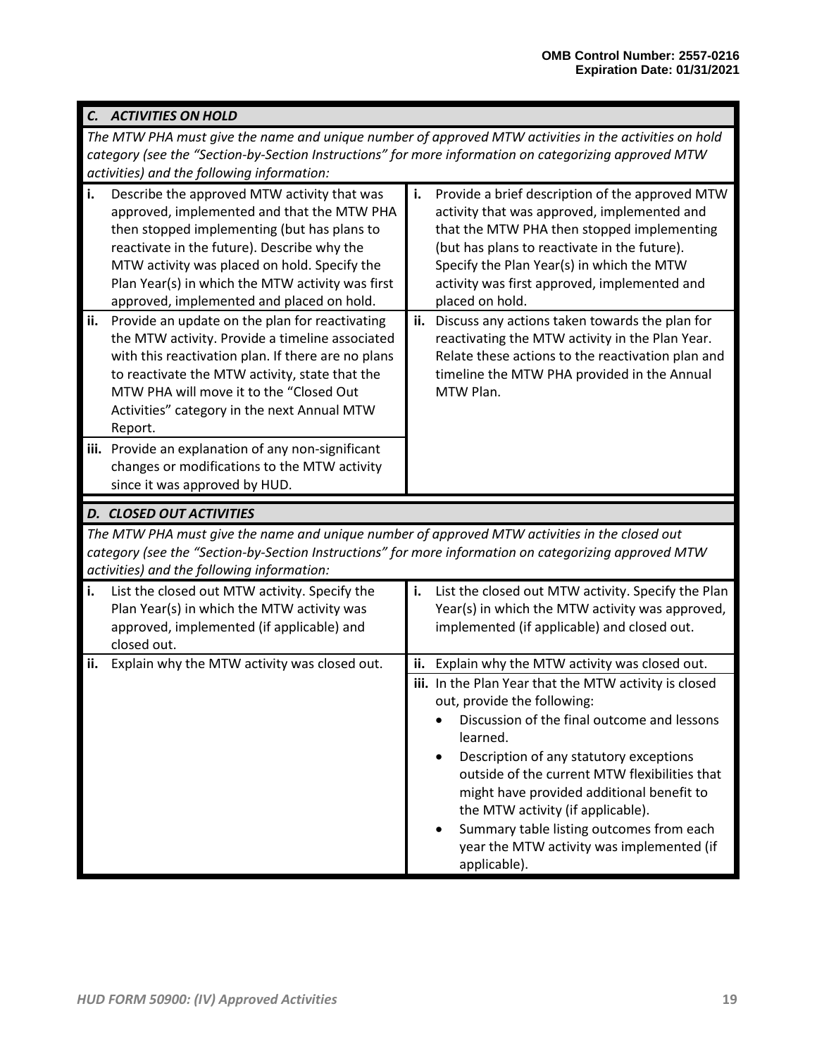| ***C. ACTIVITIES ON HOLD*** | |
|---|---|
| *The MTW PHA must give the name and unique number of approved MTW activities in the activities on hold category (see the "Section-by-Section Instructions" for more information on categorizing approved MTW activities) and the following information:* | |
| **i.** Describe the approved MTW activity that was approved, implemented and that the MTW PHA then stopped implementing (but has plans to reactivate in the future). Describe why the MTW activity was placed on hold. Specify the Plan Year(s) in which the MTW activity was first approved, implemented and placed on hold. | **i.** Provide a brief description of the approved MTW activity that was approved, implemented and that the MTW PHA then stopped implementing (but has plans to reactivate in the future). Specify the Plan Year(s) in which the MTW activity was first approved, implemented and placed on hold. |
| **ii.** Provide an update on the plan for reactivating the MTW activity. Provide a timeline associated with this reactivation plan. If there are no plans to reactivate the MTW activity, state that the MTW PHA will move it to the "Closed Out Activities" category in the next Annual MTW Report. | **ii.** Discuss any actions taken towards the plan for reactivating the MTW activity in the Plan Year. Relate these actions to the reactivation plan and timeline the MTW PHA provided in the Annual MTW Plan. |
| **iii.** Provide an explanation of any non-significant changes or modifications to the MTW activity since it was approved by HUD. | |

| ***D. CLOSED OUT ACTIVITIES*** | |
|---|---|
| *The MTW PHA must give the name and unique number of approved MTW activities in the closed out category (see the "Section-by-Section Instructions" for more information on categorizing approved MTW activities) and the following information:* | |
| **i.** List the closed out MTW activity. Specify the Plan Year(s) in which the MTW activity was approved, implemented (if applicable) and closed out. | **i.** List the closed out MTW activity. Specify the Plan Year(s) in which the MTW activity was approved, implemented (if applicable) and closed out. |
| **ii.** Explain why the MTW activity was closed out. | **ii.** Explain why the MTW activity was closed out. |
| | **iii.** In the Plan Year that the MTW activity is closed out, provide the following: <br>• Discussion of the final outcome and lessons learned. <br>• Description of any statutory exceptions outside of the current MTW flexibilities that might have provided additional benefit to the MTW activity (if applicable). <br>• Summary table listing outcomes from each year the MTW activity was implemented (if applicable). |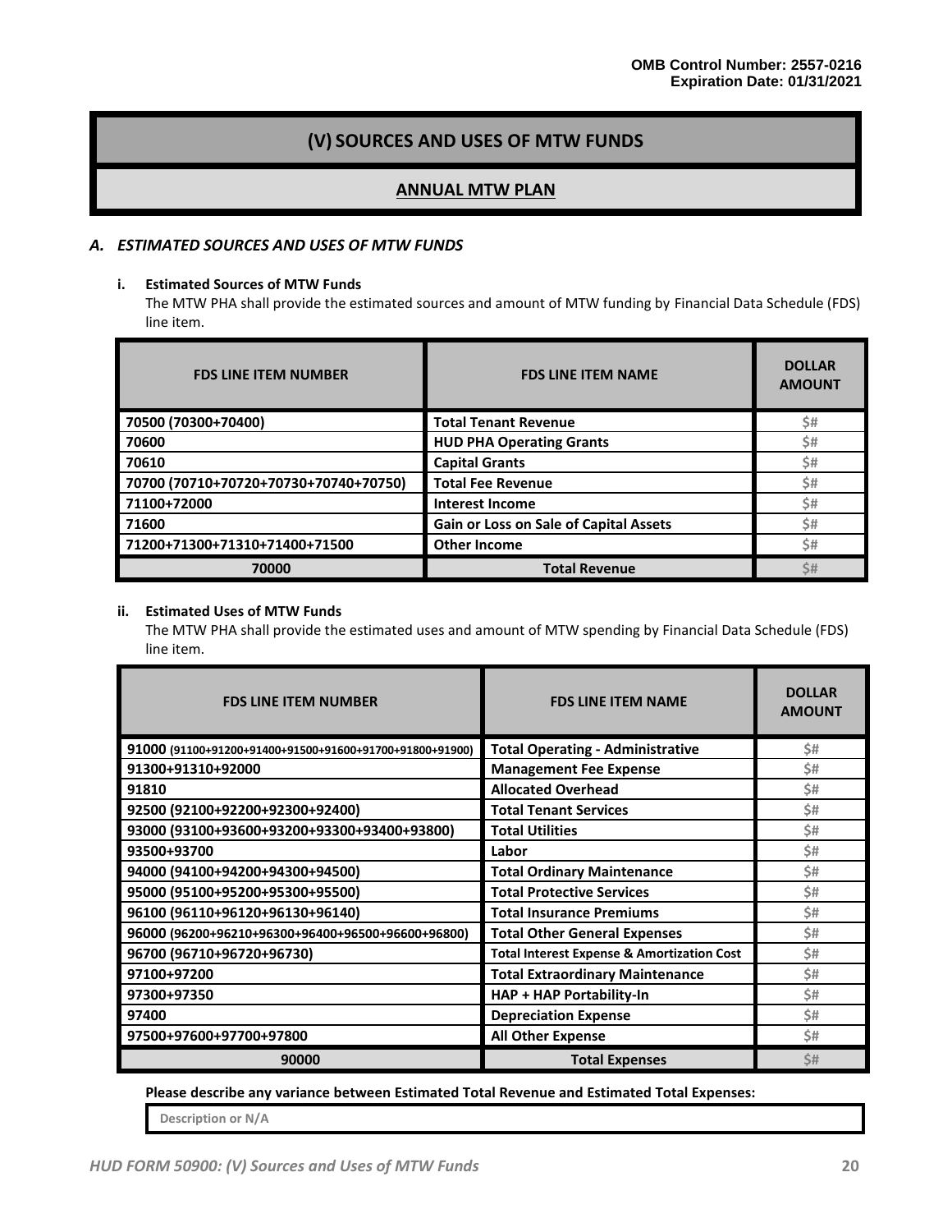OMB Control Number: 2557-0216
Expiration Date: 01/31/2021

# (V) SOURCES AND USES OF MTW FUNDS

## ANNUAL MTW PLAN

### *A. ESTIMATED SOURCES AND USES OF MTW FUNDS*

**i. Estimated Sources of MTW Funds**

The MTW PHA shall provide the estimated sources and amount of MTW funding by Financial Data Schedule (FDS) line item.

| FDS LINE ITEM NUMBER | FDS LINE ITEM NAME | DOLLAR AMOUNT |
|---|---|---|
| 70500 (70300+70400) | Total Tenant Revenue | $# |
| 70600 | HUD PHA Operating Grants | $# |
| 70610 | Capital Grants | $# |
| 70700 (70710+70720+70730+70740+70750) | Total Fee Revenue | $# |
| 71100+72000 | Interest Income | $# |
| 71600 | Gain or Loss on Sale of Capital Assets | $# |
| 71200+71300+71310+71400+71500 | Other Income | $# |
| 70000 | Total Revenue | $# |

**ii. Estimated Uses of MTW Funds**

The MTW PHA shall provide the estimated uses and amount of MTW spending by Financial Data Schedule (FDS) line item.

| FDS LINE ITEM NUMBER | FDS LINE ITEM NAME | DOLLAR AMOUNT |
|---|---|---|
| 91000 (91100+91200+91400+91500+91600+91700+91800+91900) | Total Operating - Administrative | $# |
| 91300+91310+92000 | Management Fee Expense | $# |
| 91810 | Allocated Overhead | $# |
| 92500 (92100+92200+92300+92400) | Total Tenant Services | $# |
| 93000 (93100+93600+93200+93300+93400+93800) | Total Utilities | $# |
| 93500+93700 | Labor | $# |
| 94000 (94100+94200+94300+94500) | Total Ordinary Maintenance | $# |
| 95000 (95100+95200+95300+95500) | Total Protective Services | $# |
| 96100 (96110+96120+96130+96140) | Total Insurance Premiums | $# |
| 96000 (96200+96210+96300+96400+96500+96600+96800) | Total Other General Expenses | $# |
| 96700 (96710+96720+96730) | Total Interest Expense & Amortization Cost | $# |
| 97100+97200 | Total Extraordinary Maintenance | $# |
| 97300+97350 | HAP + HAP Portability-In | $# |
| 97400 | Depreciation Expense | $# |
| 97500+97600+97700+97800 | All Other Expense | $# |
| 90000 | Total Expenses | $# |

**Please describe any variance between Estimated Total Revenue and Estimated Total Expenses:**

Description or N/A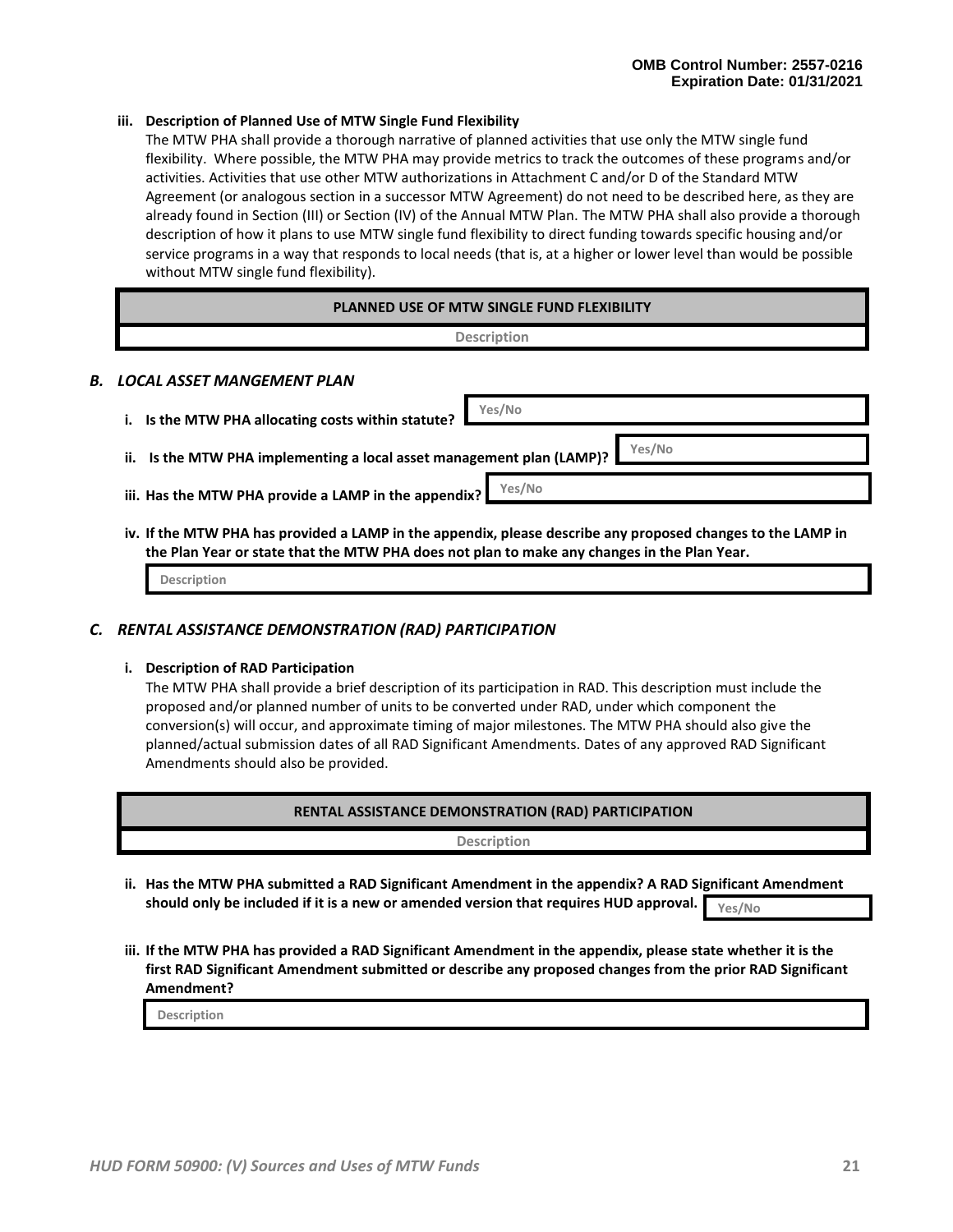**iii. Description of Planned Use of MTW Single Fund Flexibility**

The MTW PHA shall provide a thorough narrative of planned activities that use only the MTW single fund flexibility. Where possible, the MTW PHA may provide metrics to track the outcomes of these programs and/or activities. Activities that use other MTW authorizations in Attachment C and/or D of the Standard MTW Agreement (or analogous section in a successor MTW Agreement) do not need to be described here, as they are already found in Section (III) or Section (IV) of the Annual MTW Plan. The MTW PHA shall also provide a thorough description of how it plans to use MTW single fund flexibility to direct funding towards specific housing and/or service programs in a way that responds to local needs (that is, at a higher or lower level than would be possible without MTW single fund flexibility).

| PLANNED USE OF MTW SINGLE FUND FLEXIBILITY |
|---|
| Description |

## *B. LOCAL ASSET MANGEMENT PLAN*

**i. Is the MTW PHA allocating costs within statute?** Yes/No

**ii. Is the MTW PHA implementing a local asset management plan (LAMP)?** Yes/No

**iii. Has the MTW PHA provide a LAMP in the appendix?** Yes/No

**iv. If the MTW PHA has provided a LAMP in the appendix, please describe any proposed changes to the LAMP in the Plan Year or state that the MTW PHA does not plan to make any changes in the Plan Year.**

Description

## *C. RENTAL ASSISTANCE DEMONSTRATION (RAD) PARTICIPATION*

**i. Description of RAD Participation**

The MTW PHA shall provide a brief description of its participation in RAD. This description must include the proposed and/or planned number of units to be converted under RAD, under which component the conversion(s) will occur, and approximate timing of major milestones. The MTW PHA should also give the planned/actual submission dates of all RAD Significant Amendments. Dates of any approved RAD Significant Amendments should also be provided.

| RENTAL ASSISTANCE DEMONSTRATION (RAD) PARTICIPATION |
|---|
| Description |

**ii. Has the MTW PHA submitted a RAD Significant Amendment in the appendix? A RAD Significant Amendment should only be included if it is a new or amended version that requires HUD approval.** Yes/No

**iii. If the MTW PHA has provided a RAD Significant Amendment in the appendix, please state whether it is the first RAD Significant Amendment submitted or describe any proposed changes from the prior RAD Significant Amendment?**

Description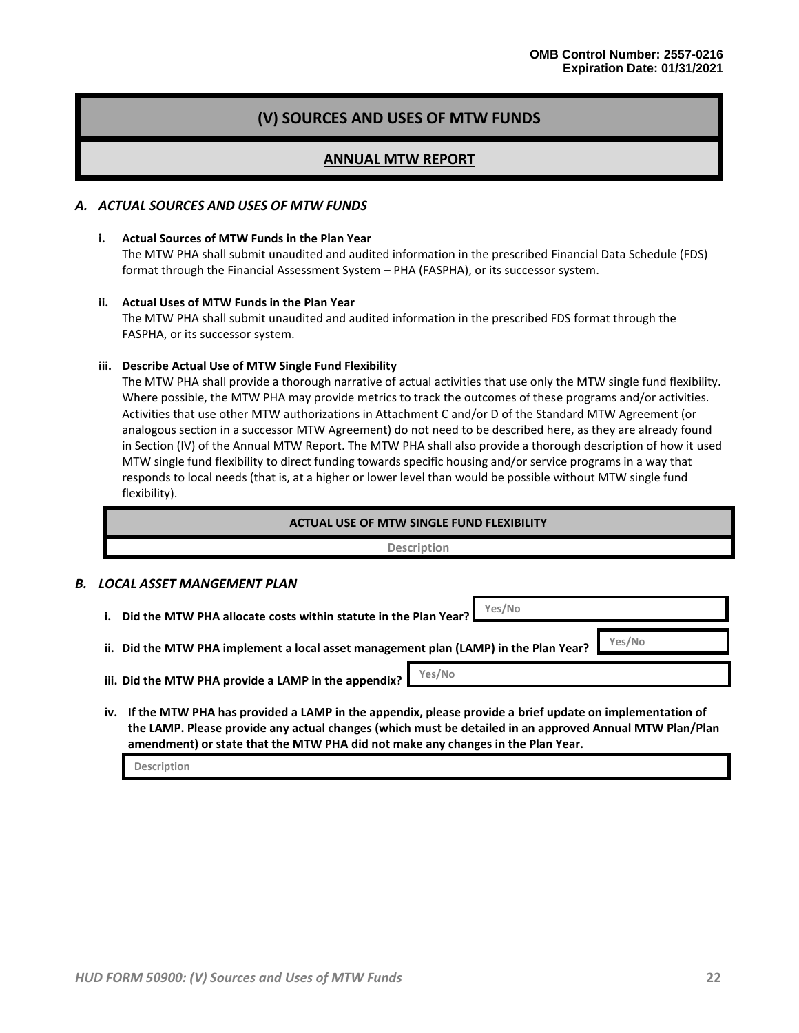# (V) SOURCES AND USES OF MTW FUNDS

## ANNUAL MTW REPORT

### *A. ACTUAL SOURCES AND USES OF MTW FUNDS*

**i. Actual Sources of MTW Funds in the Plan Year**

The MTW PHA shall submit unaudited and audited information in the prescribed Financial Data Schedule (FDS) format through the Financial Assessment System – PHA (FASPHA), or its successor system.

**ii. Actual Uses of MTW Funds in the Plan Year**

The MTW PHA shall submit unaudited and audited information in the prescribed FDS format through the FASPHA, or its successor system.

**iii. Describe Actual Use of MTW Single Fund Flexibility**

The MTW PHA shall provide a thorough narrative of actual activities that use only the MTW single fund flexibility. Where possible, the MTW PHA may provide metrics to track the outcomes of these programs and/or activities. Activities that use other MTW authorizations in Attachment C and/or D of the Standard MTW Agreement (or analogous section in a successor MTW Agreement) do not need to be described here, as they are already found in Section (IV) of the Annual MTW Report. The MTW PHA shall also provide a thorough description of how it used MTW single fund flexibility to direct funding towards specific housing and/or service programs in a way that responds to local needs (that is, at a higher or lower level than would be possible without MTW single fund flexibility).

| ACTUAL USE OF MTW SINGLE FUND FLEXIBILITY |
| --- |
| Description |

### *B. LOCAL ASSET MANGEMENT PLAN*

**i. Did the MTW PHA allocate costs within statute in the Plan Year?** Yes/No

**ii. Did the MTW PHA implement a local asset management plan (LAMP) in the Plan Year?** Yes/No

**iii. Did the MTW PHA provide a LAMP in the appendix?** Yes/No

**iv. If the MTW PHA has provided a LAMP in the appendix, please provide a brief update on implementation of the LAMP. Please provide any actual changes (which must be detailed in an approved Annual MTW Plan/Plan amendment) or state that the MTW PHA did not make any changes in the Plan Year.**

Description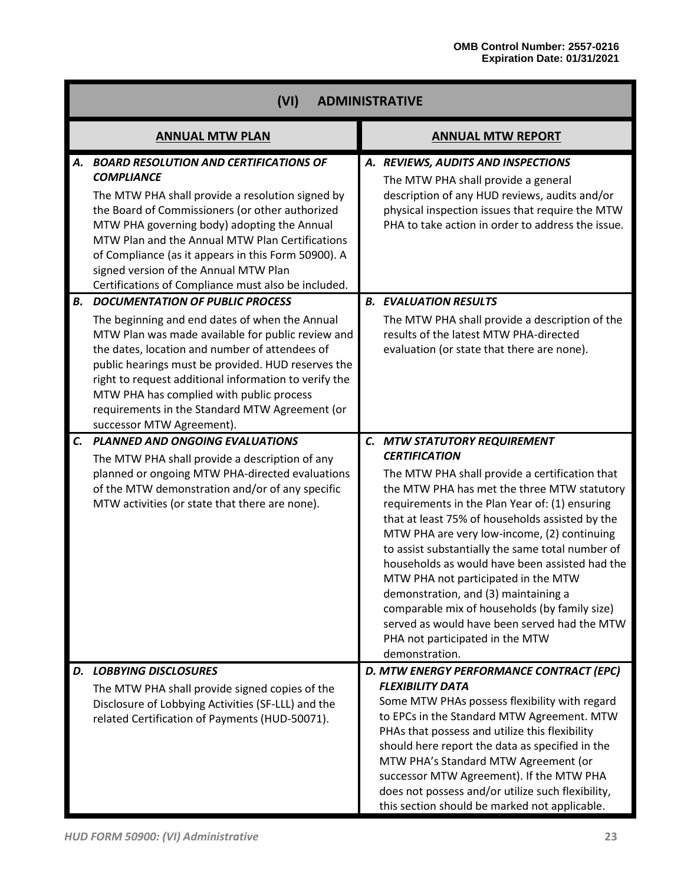# (VI) ADMINISTRATIVE

| ANNUAL MTW PLAN | ANNUAL MTW REPORT |
| --- | --- |
| ***A. BOARD RESOLUTION AND CERTIFICATIONS OF COMPLIANCE***<br>The MTW PHA shall provide a resolution signed by the Board of Commissioners (or other authorized MTW PHA governing body) adopting the Annual MTW Plan and the Annual MTW Plan Certifications of Compliance (as it appears in this Form 50900). A signed version of the Annual MTW Plan Certifications of Compliance must also be included. | ***A. REVIEWS, AUDITS AND INSPECTIONS***<br>The MTW PHA shall provide a general description of any HUD reviews, audits and/or physical inspection issues that require the MTW PHA to take action in order to address the issue. |
| ***B. DOCUMENTATION OF PUBLIC PROCESS***<br>The beginning and end dates of when the Annual MTW Plan was made available for public review and the dates, location and number of attendees of public hearings must be provided. HUD reserves the right to request additional information to verify the MTW PHA has complied with public process requirements in the Standard MTW Agreement (or successor MTW Agreement). | ***B. EVALUATION RESULTS***<br>The MTW PHA shall provide a description of the results of the latest MTW PHA-directed evaluation (or state that there are none). |
| ***C. PLANNED AND ONGOING EVALUATIONS***<br>The MTW PHA shall provide a description of any planned or ongoing MTW PHA-directed evaluations of the MTW demonstration and/or of any specific MTW activities (or state that there are none). | ***C. MTW STATUTORY REQUIREMENT CERTIFICATION***<br>The MTW PHA shall provide a certification that the MTW PHA has met the three MTW statutory requirements in the Plan Year of: (1) ensuring that at least 75% of households assisted by the MTW PHA are very low-income, (2) continuing to assist substantially the same total number of households as would have been assisted had the MTW PHA not participated in the MTW demonstration, and (3) maintaining a comparable mix of households (by family size) served as would have been served had the MTW PHA not participated in the MTW demonstration. |
| ***D. LOBBYING DISCLOSURES***<br>The MTW PHA shall provide signed copies of the Disclosure of Lobbying Activities (SF-LLL) and the related Certification of Payments (HUD-50071). | ***D. MTW ENERGY PERFORMANCE CONTRACT (EPC) FLEXIBILITY DATA***<br>Some MTW PHAs possess flexibility with regard to EPCs in the Standard MTW Agreement. MTW PHAs that possess and utilize this flexibility should here report the data as specified in the MTW PHA's Standard MTW Agreement (or successor MTW Agreement). If the MTW PHA does not possess and/or utilize such flexibility, this section should be marked not applicable. |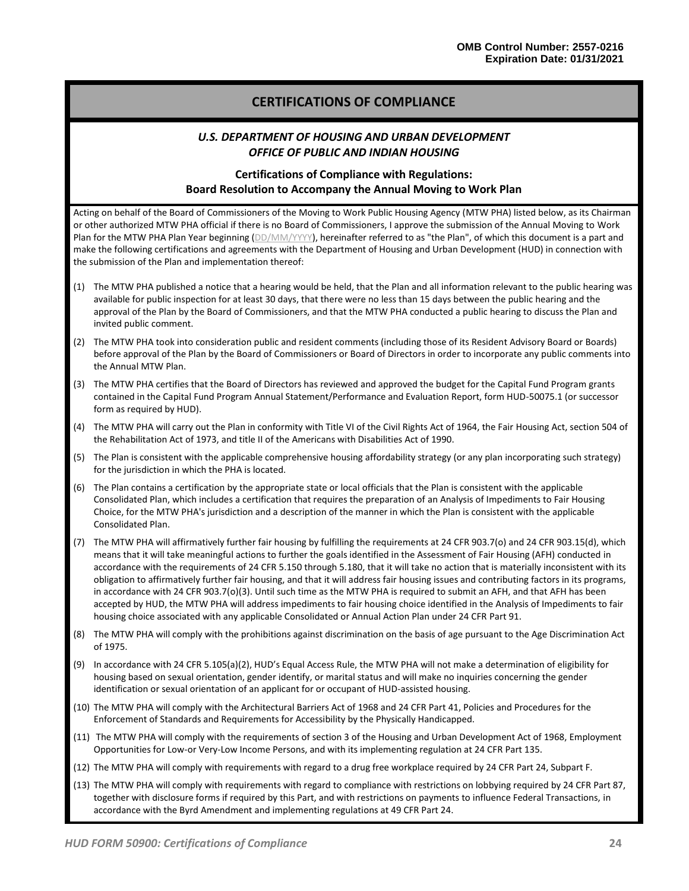OMB Control Number: 2557-0216
Expiration Date: 01/31/2021

# CERTIFICATIONS OF COMPLIANCE

### *U.S. DEPARTMENT OF HOUSING AND URBAN DEVELOPMENT*
### *OFFICE OF PUBLIC AND INDIAN HOUSING*

### Certifications of Compliance with Regulations: Board Resolution to Accompany the Annual Moving to Work Plan

Acting on behalf of the Board of Commissioners of the Moving to Work Public Housing Agency (MTW PHA) listed below, as its Chairman or other authorized MTW PHA official if there is no Board of Commissioners, I approve the submission of the Annual Moving to Work Plan for the MTW PHA Plan Year beginning (DD/MM/YYYY), hereinafter referred to as "the Plan", of which this document is a part and make the following certifications and agreements with the Department of Housing and Urban Development (HUD) in connection with the submission of the Plan and implementation thereof:

(1) The MTW PHA published a notice that a hearing would be held, that the Plan and all information relevant to the public hearing was available for public inspection for at least 30 days, that there were no less than 15 days between the public hearing and the approval of the Plan by the Board of Commissioners, and that the MTW PHA conducted a public hearing to discuss the Plan and invited public comment.

(2) The MTW PHA took into consideration public and resident comments (including those of its Resident Advisory Board or Boards) before approval of the Plan by the Board of Commissioners or Board of Directors in order to incorporate any public comments into the Annual MTW Plan.

(3) The MTW PHA certifies that the Board of Directors has reviewed and approved the budget for the Capital Fund Program grants contained in the Capital Fund Program Annual Statement/Performance and Evaluation Report, form HUD-50075.1 (or successor form as required by HUD).

(4) The MTW PHA will carry out the Plan in conformity with Title VI of the Civil Rights Act of 1964, the Fair Housing Act, section 504 of the Rehabilitation Act of 1973, and title II of the Americans with Disabilities Act of 1990.

(5) The Plan is consistent with the applicable comprehensive housing affordability strategy (or any plan incorporating such strategy) for the jurisdiction in which the PHA is located.

(6) The Plan contains a certification by the appropriate state or local officials that the Plan is consistent with the applicable Consolidated Plan, which includes a certification that requires the preparation of an Analysis of Impediments to Fair Housing Choice, for the MTW PHA's jurisdiction and a description of the manner in which the Plan is consistent with the applicable Consolidated Plan.

(7) The MTW PHA will affirmatively further fair housing by fulfilling the requirements at 24 CFR 903.7(o) and 24 CFR 903.15(d), which means that it will take meaningful actions to further the goals identified in the Assessment of Fair Housing (AFH) conducted in accordance with the requirements of 24 CFR 5.150 through 5.180, that it will take no action that is materially inconsistent with its obligation to affirmatively further fair housing, and that it will address fair housing issues and contributing factors in its programs, in accordance with 24 CFR 903.7(o)(3). Until such time as the MTW PHA is required to submit an AFH, and that AFH has been accepted by HUD, the MTW PHA will address impediments to fair housing choice identified in the Analysis of Impediments to fair housing choice associated with any applicable Consolidated or Annual Action Plan under 24 CFR Part 91.

(8) The MTW PHA will comply with the prohibitions against discrimination on the basis of age pursuant to the Age Discrimination Act of 1975.

(9) In accordance with 24 CFR 5.105(a)(2), HUD's Equal Access Rule, the MTW PHA will not make a determination of eligibility for housing based on sexual orientation, gender identify, or marital status and will make no inquiries concerning the gender identification or sexual orientation of an applicant for or occupant of HUD-assisted housing.

(10) The MTW PHA will comply with the Architectural Barriers Act of 1968 and 24 CFR Part 41, Policies and Procedures for the Enforcement of Standards and Requirements for Accessibility by the Physically Handicapped.

(11) The MTW PHA will comply with the requirements of section 3 of the Housing and Urban Development Act of 1968, Employment Opportunities for Low-or Very-Low Income Persons, and with its implementing regulation at 24 CFR Part 135.

(12) The MTW PHA will comply with requirements with regard to a drug free workplace required by 24 CFR Part 24, Subpart F.

(13) The MTW PHA will comply with requirements with regard to compliance with restrictions on lobbying required by 24 CFR Part 87, together with disclosure forms if required by this Part, and with restrictions on payments to influence Federal Transactions, in accordance with the Byrd Amendment and implementing regulations at 49 CFR Part 24.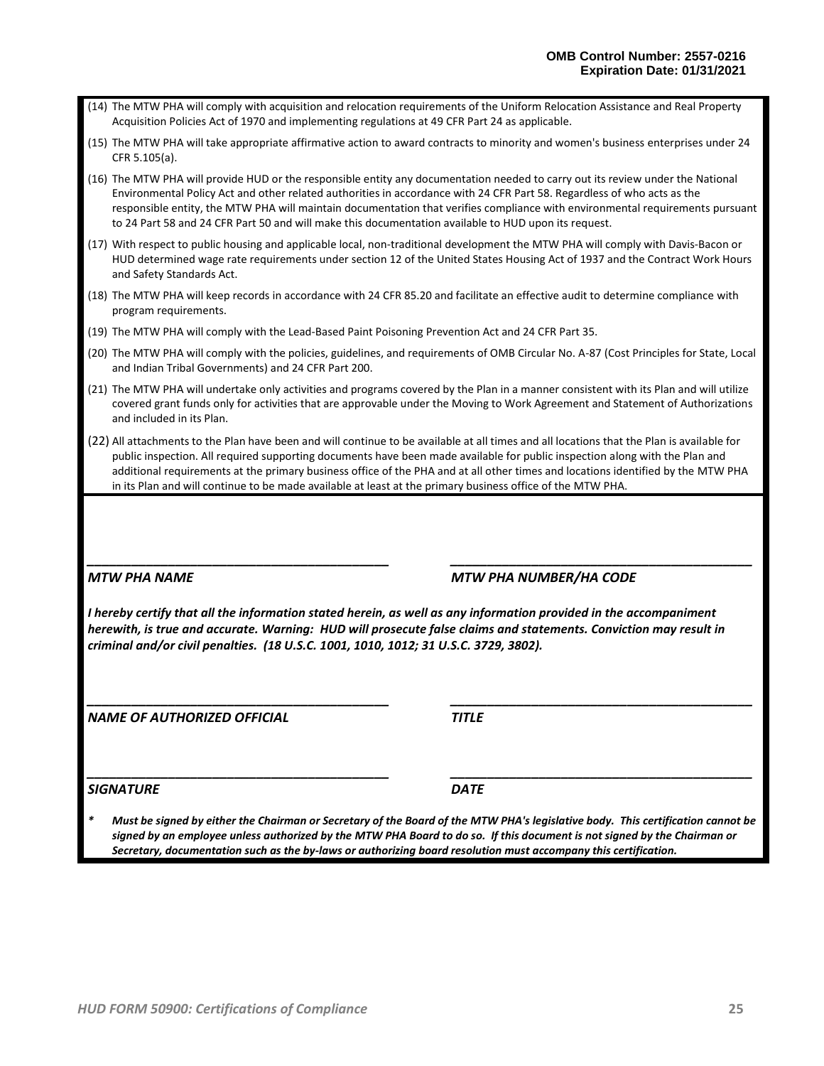(14) The MTW PHA will comply with acquisition and relocation requirements of the Uniform Relocation Assistance and Real Property Acquisition Policies Act of 1970 and implementing regulations at 49 CFR Part 24 as applicable.

(15) The MTW PHA will take appropriate affirmative action to award contracts to minority and women's business enterprises under 24 CFR 5.105(a).

(16) The MTW PHA will provide HUD or the responsible entity any documentation needed to carry out its review under the National Environmental Policy Act and other related authorities in accordance with 24 CFR Part 58. Regardless of who acts as the responsible entity, the MTW PHA will maintain documentation that verifies compliance with environmental requirements pursuant to 24 Part 58 and 24 CFR Part 50 and will make this documentation available to HUD upon its request.

(17) With respect to public housing and applicable local, non-traditional development the MTW PHA will comply with Davis-Bacon or HUD determined wage rate requirements under section 12 of the United States Housing Act of 1937 and the Contract Work Hours and Safety Standards Act.

(18) The MTW PHA will keep records in accordance with 24 CFR 85.20 and facilitate an effective audit to determine compliance with program requirements.

(19) The MTW PHA will comply with the Lead-Based Paint Poisoning Prevention Act and 24 CFR Part 35.

(20) The MTW PHA will comply with the policies, guidelines, and requirements of OMB Circular No. A-87 (Cost Principles for State, Local and Indian Tribal Governments) and 24 CFR Part 200.

(21) The MTW PHA will undertake only activities and programs covered by the Plan in a manner consistent with its Plan and will utilize covered grant funds only for activities that are approvable under the Moving to Work Agreement and Statement of Authorizations and included in its Plan.

(22) All attachments to the Plan have been and will continue to be available at all times and all locations that the Plan is available for public inspection. All required supporting documents have been made available for public inspection along with the Plan and additional requirements at the primary business office of the PHA and at all other times and locations identified by the MTW PHA in its Plan and will continue to be made available at least at the primary business office of the MTW PHA.

| ________________________________________ | ________________________________________ |
|---|---|
| ***MTW PHA NAME*** | ***MTW PHA NUMBER/HA CODE*** |

***I hereby certify that all the information stated herein, as well as any information provided in the accompaniment herewith, is true and accurate. Warning: HUD will prosecute false claims and statements. Conviction may result in criminal and/or civil penalties. (18 U.S.C. 1001, 1010, 1012; 31 U.S.C. 3729, 3802).***

| ________________________________________ | ________________________________________ |
|---|---|
| ***NAME OF AUTHORIZED OFFICIAL*** | ***TITLE*** |
| ________________________________________ | ________________________________________ |
| ***SIGNATURE*** | ***DATE*** |

***\* Must be signed by either the Chairman or Secretary of the Board of the MTW PHA's legislative body. This certification cannot be signed by an employee unless authorized by the MTW PHA Board to do so. If this document is not signed by the Chairman or Secretary, documentation such as the by-laws or authorizing board resolution must accompany this certification.***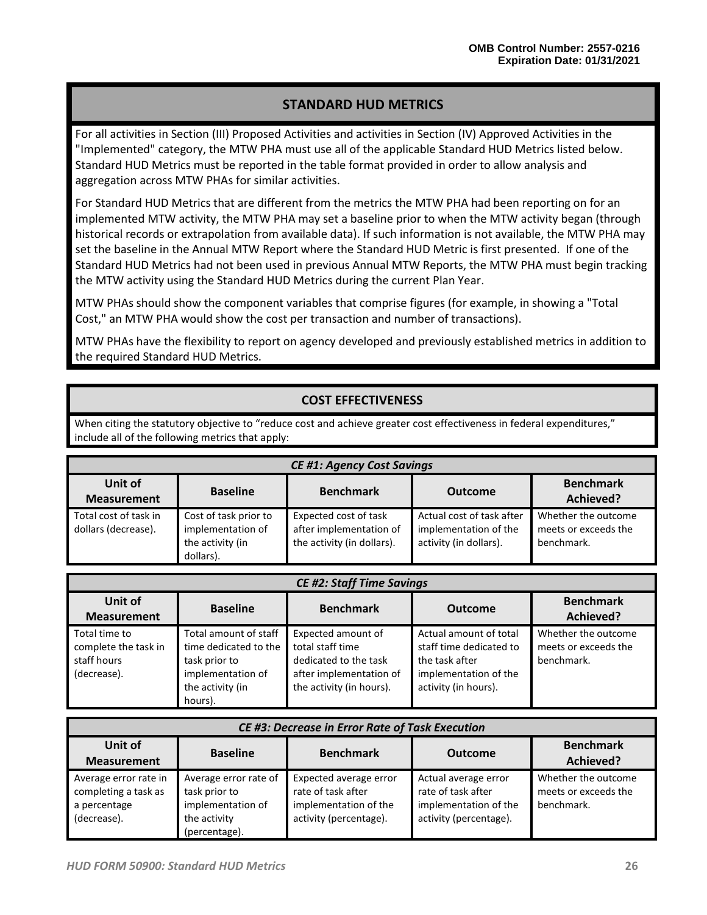## STANDARD HUD METRICS

For all activities in Section (III) Proposed Activities and activities in Section (IV) Approved Activities in the "Implemented" category, the MTW PHA must use all of the applicable Standard HUD Metrics listed below. Standard HUD Metrics must be reported in the table format provided in order to allow analysis and aggregation across MTW PHAs for similar activities.

For Standard HUD Metrics that are different from the metrics the MTW PHA had been reporting on for an implemented MTW activity, the MTW PHA may set a baseline prior to when the MTW activity began (through historical records or extrapolation from available data). If such information is not available, the MTW PHA may set the baseline in the Annual MTW Report where the Standard HUD Metric is first presented. If one of the Standard HUD Metrics had not been used in previous Annual MTW Reports, the MTW PHA must begin tracking the MTW activity using the Standard HUD Metrics during the current Plan Year.

MTW PHAs should show the component variables that comprise figures (for example, in showing a "Total Cost," an MTW PHA would show the cost per transaction and number of transactions).

MTW PHAs have the flexibility to report on agency developed and previously established metrics in addition to the required Standard HUD Metrics.

## COST EFFECTIVENESS

When citing the statutory objective to "reduce cost and achieve greater cost effectiveness in federal expenditures," include all of the following metrics that apply:

***CE #1: Agency Cost Savings***

| Unit of Measurement | Baseline | Benchmark | Outcome | Benchmark Achieved? |
|---|---|---|---|---|
| Total cost of task in dollars (decrease). | Cost of task prior to implementation of the activity (in dollars). | Expected cost of task after implementation of the activity (in dollars). | Actual cost of task after implementation of the activity (in dollars). | Whether the outcome meets or exceeds the benchmark. |

***CE #2: Staff Time Savings***

| Unit of Measurement | Baseline | Benchmark | Outcome | Benchmark Achieved? |
|---|---|---|---|---|
| Total time to complete the task in staff hours (decrease). | Total amount of staff time dedicated to the task prior to implementation of the activity (in hours). | Expected amount of total staff time dedicated to the task after implementation of the activity (in hours). | Actual amount of total staff time dedicated to the task after implementation of the activity (in hours). | Whether the outcome meets or exceeds the benchmark. |

***CE #3: Decrease in Error Rate of Task Execution***

| Unit of Measurement | Baseline | Benchmark | Outcome | Benchmark Achieved? |
|---|---|---|---|---|
| Average error rate in completing a task as a percentage (decrease). | Average error rate of task prior to implementation of the activity (percentage). | Expected average error rate of task after implementation of the activity (percentage). | Actual average error rate of task after implementation of the activity (percentage). | Whether the outcome meets or exceeds the benchmark. |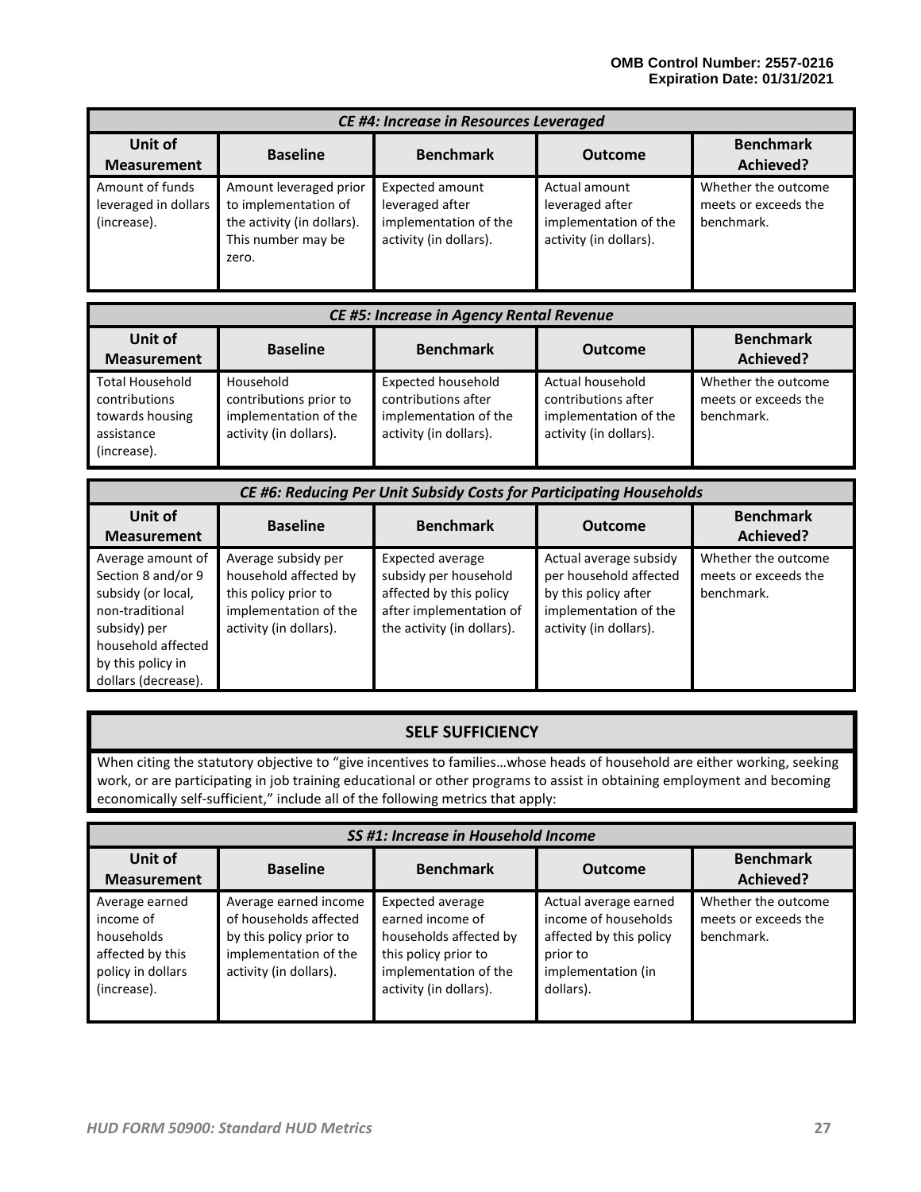| CE #4: Increase in Resources Leveraged | | | | |
|---|---|---|---|---|
| **Unit of Measurement** | **Baseline** | **Benchmark** | **Outcome** | **Benchmark Achieved?** |
| Amount of funds leveraged in dollars (increase). | Amount leveraged prior to implementation of the activity (in dollars). This number may be zero. | Expected amount leveraged after implementation of the activity (in dollars). | Actual amount leveraged after implementation of the activity (in dollars). | Whether the outcome meets or exceeds the benchmark. |

| CE #5: Increase in Agency Rental Revenue | | | | |
|---|---|---|---|---|
| **Unit of Measurement** | **Baseline** | **Benchmark** | **Outcome** | **Benchmark Achieved?** |
| Total Household contributions towards housing assistance (increase). | Household contributions prior to implementation of the activity (in dollars). | Expected household contributions after implementation of the activity (in dollars). | Actual household contributions after implementation of the activity (in dollars). | Whether the outcome meets or exceeds the benchmark. |

| CE #6: Reducing Per Unit Subsidy Costs for Participating Households | | | | |
|---|---|---|---|---|
| **Unit of Measurement** | **Baseline** | **Benchmark** | **Outcome** | **Benchmark Achieved?** |
| Average amount of Section 8 and/or 9 subsidy (or local, non-traditional subsidy) per household affected by this policy in dollars (decrease). | Average subsidy per household affected by this policy prior to implementation of the activity (in dollars). | Expected average subsidy per household affected by this policy after implementation of the activity (in dollars). | Actual average subsidy per household affected by this policy after implementation of the activity (in dollars). | Whether the outcome meets or exceeds the benchmark. |

## SELF SUFFICIENCY

When citing the statutory objective to "give incentives to families…whose heads of household are either working, seeking work, or are participating in job training educational or other programs to assist in obtaining employment and becoming economically self-sufficient," include all of the following metrics that apply:

| SS #1: Increase in Household Income | | | | |
|---|---|---|---|---|
| **Unit of Measurement** | **Baseline** | **Benchmark** | **Outcome** | **Benchmark Achieved?** |
| Average earned income of households affected by this policy in dollars (increase). | Average earned income of households affected by this policy prior to implementation of the activity (in dollars). | Expected average earned income of households affected by this policy prior to implementation of the activity (in dollars). | Actual average earned income of households affected by this policy prior to implementation (in dollars). | Whether the outcome meets or exceeds the benchmark. |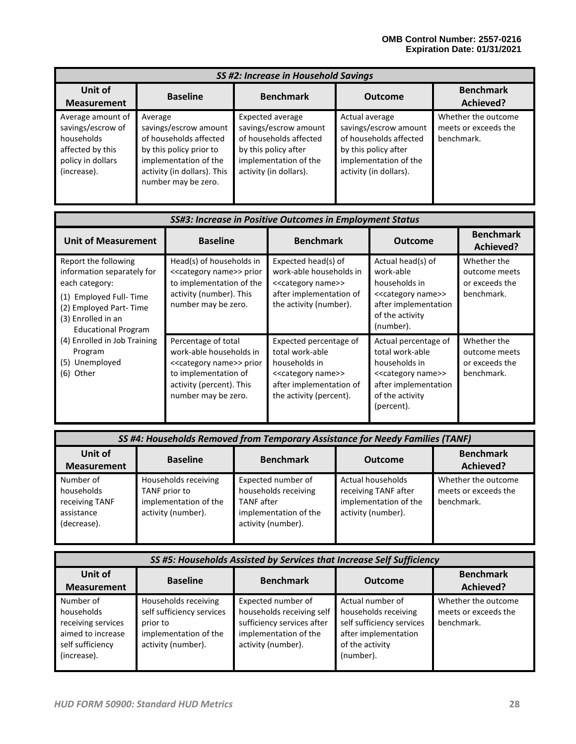| SS #2: Increase in Household Savings | | | | |
|---|---|---|---|---|
| **Unit of Measurement** | **Baseline** | **Benchmark** | **Outcome** | **Benchmark Achieved?** |
| Average amount of savings/escrow of households affected by this policy in dollars (increase). | Average savings/escrow amount of households affected by this policy prior to implementation of the activity (in dollars). This number may be zero. | Expected average savings/escrow amount of households affected by this policy after implementation of the activity (in dollars). | Actual average savings/escrow amount of households affected by this policy after implementation of the activity (in dollars). | Whether the outcome meets or exceeds the benchmark. |

| SS#3: Increase in Positive Outcomes in Employment Status | | | | |
|---|---|---|---|---|
| **Unit of Measurement** | **Baseline** | **Benchmark** | **Outcome** | **Benchmark Achieved?** |
| Report the following information separately for each category: (1) Employed Full- Time (2) Employed Part- Time (3) Enrolled in an Educational Program (4) Enrolled in Job Training Program (5) Unemployed (6) Other | Head(s) of households in <<category name>> prior to implementation of the activity (number). This number may be zero. | Expected head(s) of work-able households in <<category name>> after implementation of the activity (number). | Actual head(s) of work-able households in <<category name>> after implementation of the activity (number). | Whether the outcome meets or exceeds the benchmark. |
| | Percentage of total work-able households in <<category name>> prior to implementation of activity (percent). This number may be zero. | Expected percentage of total work-able households in <<category name>> after implementation of the activity (percent). | Actual percentage of total work-able households in <<category name>> after implementation of the activity (percent). | Whether the outcome meets or exceeds the benchmark. |

| SS #4: Households Removed from Temporary Assistance for Needy Families (TANF) | | | | |
|---|---|---|---|---|
| **Unit of Measurement** | **Baseline** | **Benchmark** | **Outcome** | **Benchmark Achieved?** |
| Number of households receiving TANF assistance (decrease). | Households receiving TANF prior to implementation of the activity (number). | Expected number of households receiving TANF after implementation of the activity (number). | Actual households receiving TANF after implementation of the activity (number). | Whether the outcome meets or exceeds the benchmark. |

| SS #5: Households Assisted by Services that Increase Self Sufficiency | | | | |
|---|---|---|---|---|
| **Unit of Measurement** | **Baseline** | **Benchmark** | **Outcome** | **Benchmark Achieved?** |
| Number of households receiving services aimed to increase self sufficiency (increase). | Households receiving self sufficiency services prior to implementation of the activity (number). | Expected number of households receiving self sufficiency services after implementation of the activity (number). | Actual number of households receiving self sufficiency services after implementation of the activity (number). | Whether the outcome meets or exceeds the benchmark. |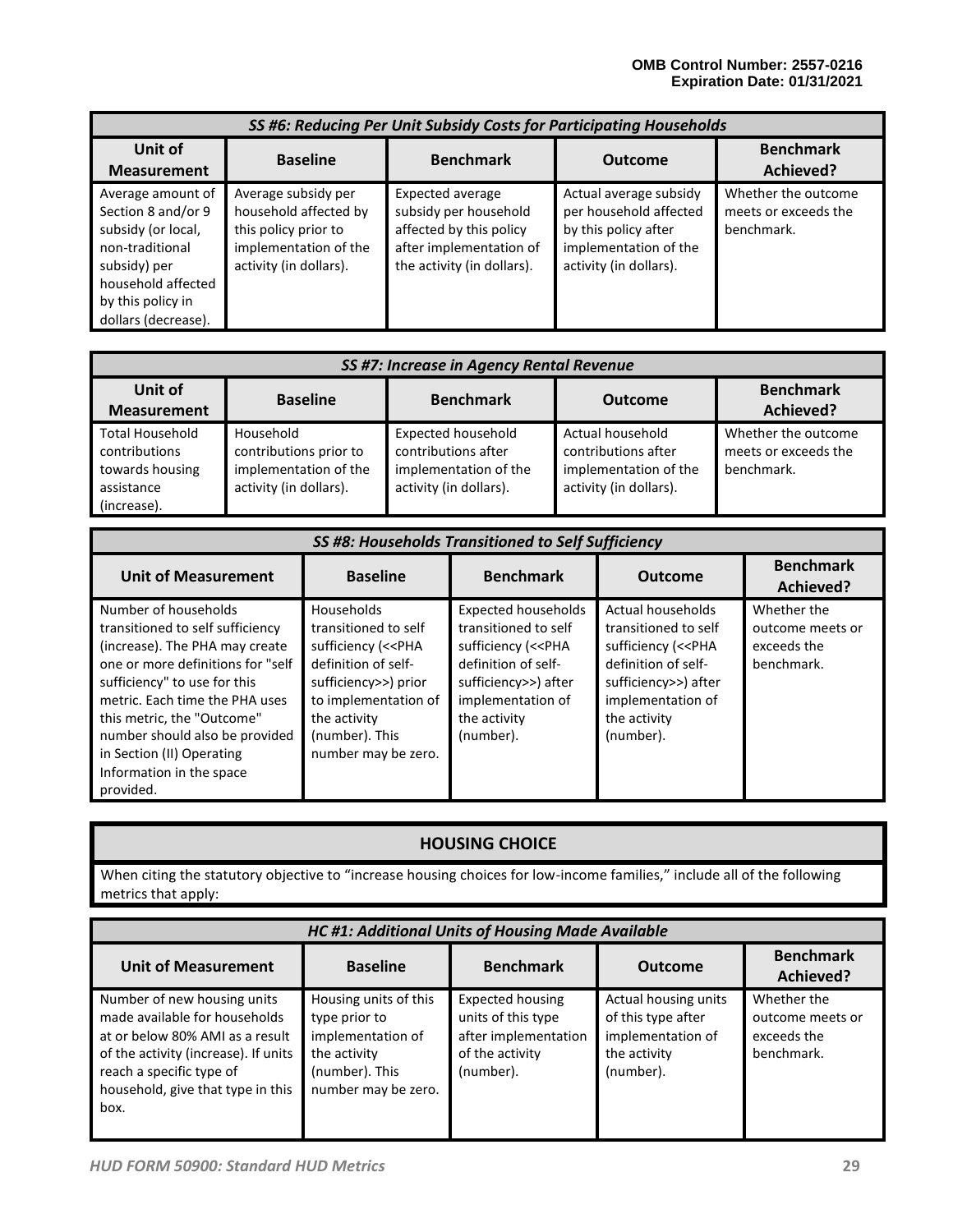| *SS #6: Reducing Per Unit Subsidy Costs for Participating Households* | | | | |
|---|---|---|---|---|
| **Unit of Measurement** | **Baseline** | **Benchmark** | **Outcome** | **Benchmark Achieved?** |
| Average amount of Section 8 and/or 9 subsidy (or local, non-traditional subsidy) per household affected by this policy in dollars (decrease). | Average subsidy per household affected by this policy prior to implementation of the activity (in dollars). | Expected average subsidy per household affected by this policy after implementation of the activity (in dollars). | Actual average subsidy per household affected by this policy after implementation of the activity (in dollars). | Whether the outcome meets or exceeds the benchmark. |

| *SS #7: Increase in Agency Rental Revenue* | | | | |
|---|---|---|---|---|
| **Unit of Measurement** | **Baseline** | **Benchmark** | **Outcome** | **Benchmark Achieved?** |
| Total Household contributions towards housing assistance (increase). | Household contributions prior to implementation of the activity (in dollars). | Expected household contributions after implementation of the activity (in dollars). | Actual household contributions after implementation of the activity (in dollars). | Whether the outcome meets or exceeds the benchmark. |

| *SS #8: Households Transitioned to Self Sufficiency* | | | | |
|---|---|---|---|---|
| **Unit of Measurement** | **Baseline** | **Benchmark** | **Outcome** | **Benchmark Achieved?** |
| Number of households transitioned to self sufficiency (increase). The PHA may create one or more definitions for "self sufficiency" to use for this metric. Each time the PHA uses this metric, the "Outcome" number should also be provided in Section (II) Operating Information in the space provided. | Households transitioned to self sufficiency (<<PHA definition of self-sufficiency>>) prior to implementation of the activity (number). This number may be zero. | Expected households transitioned to self sufficiency (<<PHA definition of self-sufficiency>>) after implementation of the activity (number). | Actual households transitioned to self sufficiency (<<PHA definition of self-sufficiency>>) after implementation of the activity (number). | Whether the outcome meets or exceeds the benchmark. |

## HOUSING CHOICE

When citing the statutory objective to "increase housing choices for low-income families," include all of the following metrics that apply:

| *HC #1: Additional Units of Housing Made Available* | | | | |
|---|---|---|---|---|
| **Unit of Measurement** | **Baseline** | **Benchmark** | **Outcome** | **Benchmark Achieved?** |
| Number of new housing units made available for households at or below 80% AMI as a result of the activity (increase). If units reach a specific type of household, give that type in this box. | Housing units of this type prior to implementation of the activity (number). This number may be zero. | Expected housing units of this type after implementation of the activity (number). | Actual housing units of this type after implementation of the activity (number). | Whether the outcome meets or exceeds the benchmark. |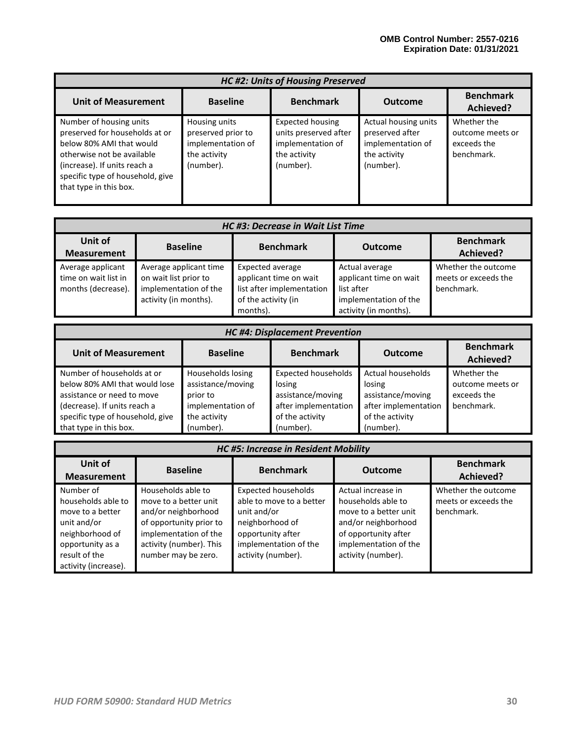OMB Control Number: 2557-0216
Expiration Date: 01/31/2021

| *HC #2: Units of Housing Preserved* | | | | |
|---|---|---|---|---|
| **Unit of Measurement** | **Baseline** | **Benchmark** | **Outcome** | **Benchmark Achieved?** |
| Number of housing units preserved for households at or below 80% AMI that would otherwise not be available (increase). If units reach a specific type of household, give that type in this box. | Housing units preserved prior to implementation of the activity (number). | Expected housing units preserved after implementation of the activity (number). | Actual housing units preserved after implementation of the activity (number). | Whether the outcome meets or exceeds the benchmark. |

| *HC #3: Decrease in Wait List Time* | | | | |
|---|---|---|---|---|
| **Unit of Measurement** | **Baseline** | **Benchmark** | **Outcome** | **Benchmark Achieved?** |
| Average applicant time on wait list in months (decrease). | Average applicant time on wait list prior to implementation of the activity (in months). | Expected average applicant time on wait list after implementation of the activity (in months). | Actual average applicant time on wait list after implementation of the activity (in months). | Whether the outcome meets or exceeds the benchmark. |

| *HC #4: Displacement Prevention* | | | | |
|---|---|---|---|---|
| **Unit of Measurement** | **Baseline** | **Benchmark** | **Outcome** | **Benchmark Achieved?** |
| Number of households at or below 80% AMI that would lose assistance or need to move (decrease). If units reach a specific type of household, give that type in this box. | Households losing assistance/moving prior to implementation of the activity (number). | Expected households losing assistance/moving after implementation of the activity (number). | Actual households losing assistance/moving after implementation of the activity (number). | Whether the outcome meets or exceeds the benchmark. |

| *HC #5: Increase in Resident Mobility* | | | | |
|---|---|---|---|---|
| **Unit of Measurement** | **Baseline** | **Benchmark** | **Outcome** | **Benchmark Achieved?** |
| Number of households able to move to a better unit and/or neighborhood of opportunity as a result of the activity (increase). | Households able to move to a better unit and/or neighborhood of opportunity prior to implementation of the activity (number). This number may be zero. | Expected households able to move to a better unit and/or neighborhood of opportunity after implementation of the activity (number). | Actual increase in households able to move to a better unit and/or neighborhood of opportunity after implementation of the activity (number). | Whether the outcome meets or exceeds the benchmark. |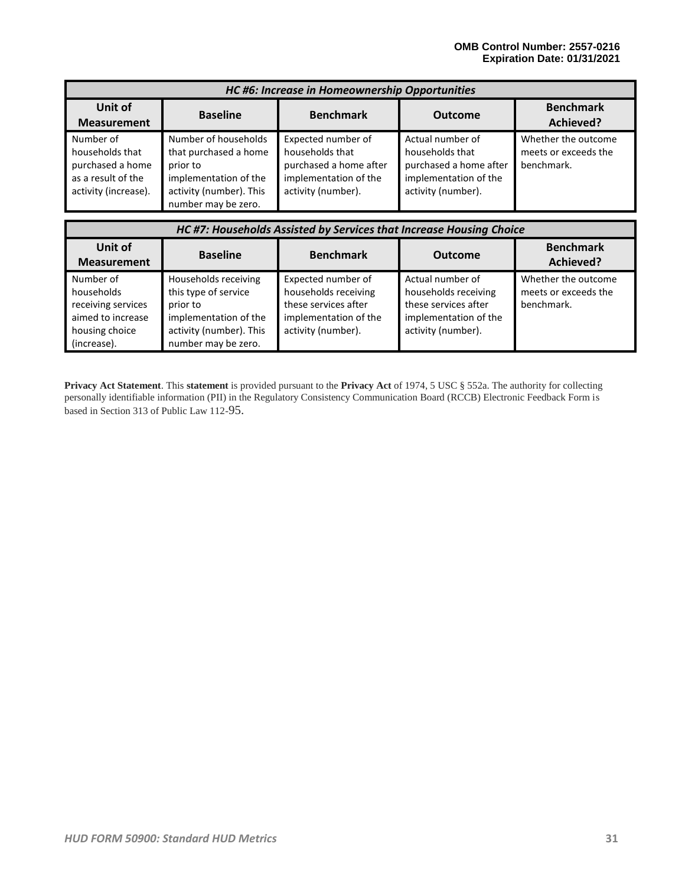| HC #6: Increase in Homeownership Opportunities | | | | |
|---|---|---|---|---|
| **Unit of Measurement** | **Baseline** | **Benchmark** | **Outcome** | **Benchmark Achieved?** |
| Number of households that purchased a home as a result of the activity (increase). | Number of households that purchased a home prior to implementation of the activity (number). This number may be zero. | Expected number of households that purchased a home after implementation of the activity (number). | Actual number of households that purchased a home after implementation of the activity (number). | Whether the outcome meets or exceeds the benchmark. |

| HC #7: Households Assisted by Services that Increase Housing Choice | | | | |
|---|---|---|---|---|
| **Unit of Measurement** | **Baseline** | **Benchmark** | **Outcome** | **Benchmark Achieved?** |
| Number of households receiving services aimed to increase housing choice (increase). | Households receiving this type of service prior to implementation of the activity (number). This number may be zero. | Expected number of households receiving these services after implementation of the activity (number). | Actual number of households receiving these services after implementation of the activity (number). | Whether the outcome meets or exceeds the benchmark. |

**Privacy Act Statement**. This **statement** is provided pursuant to the **Privacy Act** of 1974, 5 USC § 552a. The authority for collecting personally identifiable information (PII) in the Regulatory Consistency Communication Board (RCCB) Electronic Feedback Form is based in Section 313 of Public Law 112-95.